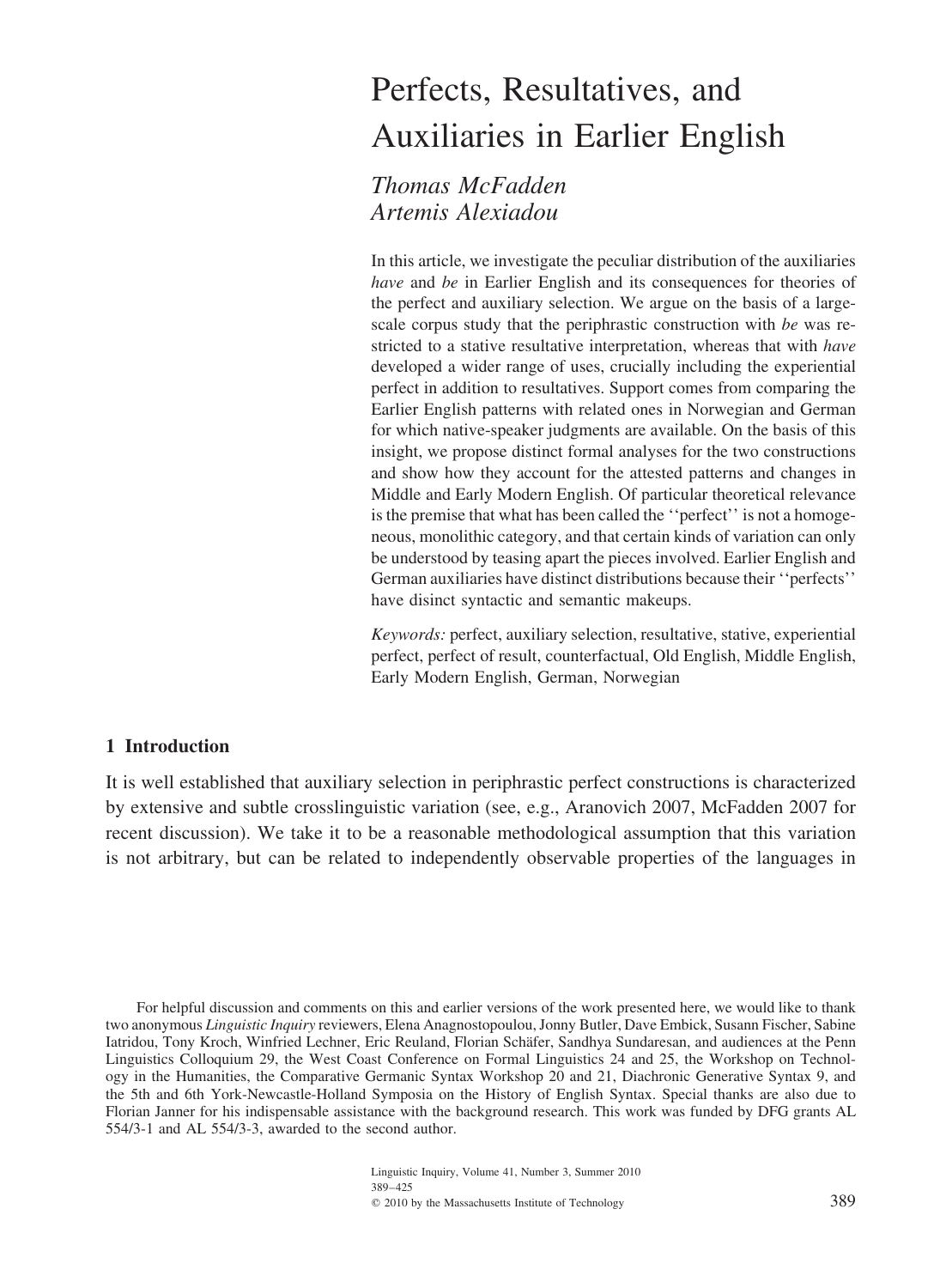# Perfects, Resultatives, and Auxiliaries in Earlier English

*Thomas McFadden*
*Artemis Alexiadou*

In this article, we investigate the peculiar distribution of the auxiliaries *have* and *be* in Earlier English and its consequences for theories of the perfect and auxiliary selection. We argue on the basis of a large-scale corpus study that the periphrastic construction with *be* was restricted to a stative resultative interpretation, whereas that with *have* developed a wider range of uses, crucially including the experiential perfect in addition to resultatives. Support comes from comparing the Earlier English patterns with related ones in Norwegian and German for which native-speaker judgments are available. On the basis of this insight, we propose distinct formal analyses for the two constructions and show how they account for the attested patterns and changes in Middle and Early Modern English. Of particular theoretical relevance is the premise that what has been called the ''perfect'' is not a homogeneous, monolithic category, and that certain kinds of variation can only be understood by teasing apart the pieces involved. Earlier English and German auxiliaries have distinct distributions because their ''perfects'' have disinct syntactic and semantic makeups.

*Keywords:* perfect, auxiliary selection, resultative, stative, experiential perfect, perfect of result, counterfactual, Old English, Middle English, Early Modern English, German, Norwegian

## 1 Introduction

It is well established that auxiliary selection in periphrastic perfect constructions is characterized by extensive and subtle crosslinguistic variation (see, e.g., Aranovich 2007, McFadden 2007 for recent discussion). We take it to be a reasonable methodological assumption that this variation is not arbitrary, but can be related to independently observable properties of the languages in

For helpful discussion and comments on this and earlier versions of the work presented here, we would like to thank two anonymous *Linguistic Inquiry* reviewers, Elena Anagnostopoulou, Jonny Butler, Dave Embick, Susann Fischer, Sabine Iatridou, Tony Kroch, Winfried Lechner, Eric Reuland, Florian Schäfer, Sandhya Sundaresan, and audiences at the Penn Linguistics Colloquium 29, the West Coast Conference on Formal Linguistics 24 and 25, the Workshop on Technology in the Humanities, the Comparative Germanic Syntax Workshop 20 and 21, Diachronic Generative Syntax 9, and the 5th and 6th York-Newcastle-Holland Symposia on the History of English Syntax. Special thanks are also due to Florian Janner for his indispensable assistance with the background research. This work was funded by DFG grants AL 554/3-1 and AL 554/3-3, awarded to the second author.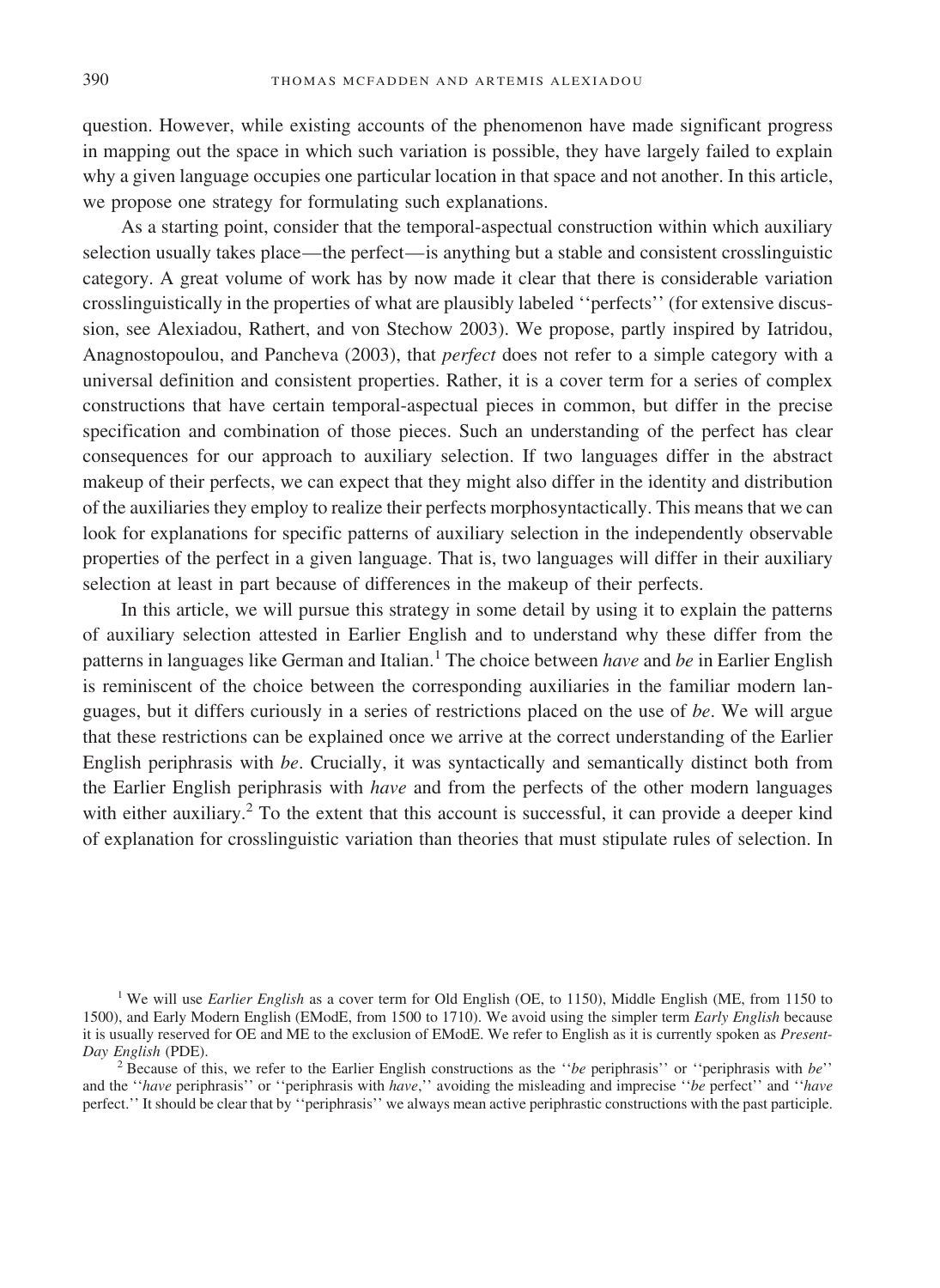question. However, while existing accounts of the phenomenon have made significant progress in mapping out the space in which such variation is possible, they have largely failed to explain why a given language occupies one particular location in that space and not another. In this article, we propose one strategy for formulating such explanations.

As a starting point, consider that the temporal-aspectual construction within which auxiliary selection usually takes place—the perfect—is anything but a stable and consistent crosslinguistic category. A great volume of work has by now made it clear that there is considerable variation crosslinguistically in the properties of what are plausibly labeled ''perfects'' (for extensive discussion, see Alexiadou, Rathert, and von Stechow 2003). We propose, partly inspired by Iatridou, Anagnostopoulou, and Pancheva (2003), that *perfect* does not refer to a simple category with a universal definition and consistent properties. Rather, it is a cover term for a series of complex constructions that have certain temporal-aspectual pieces in common, but differ in the precise specification and combination of those pieces. Such an understanding of the perfect has clear consequences for our approach to auxiliary selection. If two languages differ in the abstract makeup of their perfects, we can expect that they might also differ in the identity and distribution of the auxiliaries they employ to realize their perfects morphosyntactically. This means that we can look for explanations for specific patterns of auxiliary selection in the independently observable properties of the perfect in a given language. That is, two languages will differ in their auxiliary selection at least in part because of differences in the makeup of their perfects.

In this article, we will pursue this strategy in some detail by using it to explain the patterns of auxiliary selection attested in Earlier English and to understand why these differ from the patterns in languages like German and Italian.[1] The choice between *have* and *be* in Earlier English is reminiscent of the choice between the corresponding auxiliaries in the familiar modern languages, but it differs curiously in a series of restrictions placed on the use of *be*. We will argue that these restrictions can be explained once we arrive at the correct understanding of the Earlier English periphrasis with *be*. Crucially, it was syntactically and semantically distinct both from the Earlier English periphrasis with *have* and from the perfects of the other modern languages with either auxiliary.[2] To the extent that this account is successful, it can provide a deeper kind of explanation for crosslinguistic variation than theories that must stipulate rules of selection. In

[1] We will use *Earlier English* as a cover term for Old English (OE, to 1150), Middle English (ME, from 1150 to 1500), and Early Modern English (EModE, from 1500 to 1710). We avoid using the simpler term *Early English* because it is usually reserved for OE and ME to the exclusion of EModE. We refer to English as it is currently spoken as *Present-Day English* (PDE).

[2] Because of this, we refer to the Earlier English constructions as the ''*be* periphrasis'' or ''periphrasis with *be*'' and the ''*have* periphrasis'' or ''periphrasis with *have*,'' avoiding the misleading and imprecise ''*be* perfect'' and ''*have* perfect.'' It should be clear that by ''periphrasis'' we always mean active periphrastic constructions with the past participle.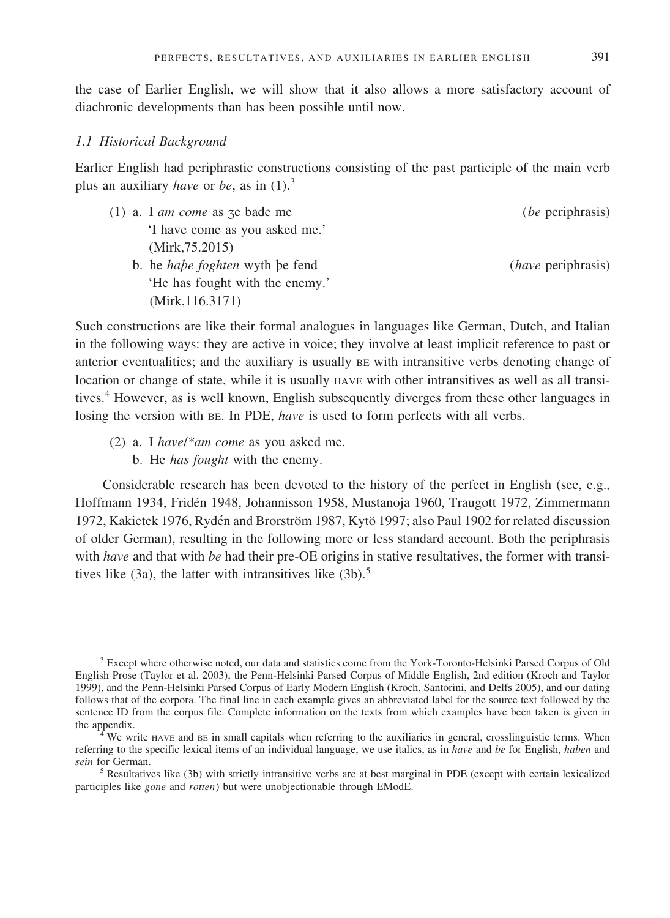the case of Earlier English, we will show that it also allows a more satisfactory account of diachronic developments than has been possible until now.

### *1.1 Historical Background*

Earlier English had periphrastic constructions consisting of the past participle of the main verb plus an auxiliary *have* or *be*, as in (1).[3]

(1) a. I *am come* as ȝe bade me (*be* periphrasis)
  'I have come as you asked me.'
  (Mirk,75.2015)

 b. he *haþe foghten* wyth þe fend (*have* periphrasis)
  'He has fought with the enemy.'
  (Mirk,116.3171)

Such constructions are like their formal analogues in languages like German, Dutch, and Italian in the following ways: they are active in voice; they involve at least implicit reference to past or anterior eventualities; and the auxiliary is usually BE with intransitive verbs denoting change of location or change of state, while it is usually HAVE with other intransitives as well as all transitives.[4] However, as is well known, English subsequently diverges from these other languages in losing the version with BE. In PDE, *have* is used to form perfects with all verbs.

(2) a. I *have/\*am come* as you asked me.

 b. He *has fought* with the enemy.

Considerable research has been devoted to the history of the perfect in English (see, e.g., Hoffmann 1934, Fridén 1948, Johannisson 1958, Mustanoja 1960, Traugott 1972, Zimmermann 1972, Kakietek 1976, Rydén and Brorström 1987, Kytö 1997; also Paul 1902 for related discussion of older German), resulting in the following more or less standard account. Both the periphrasis with *have* and that with *be* had their pre-OE origins in stative resultatives, the former with transitives like (3a), the latter with intransitives like (3b).[5]

---

[3] Except where otherwise noted, our data and statistics come from the York-Toronto-Helsinki Parsed Corpus of Old English Prose (Taylor et al. 2003), the Penn-Helsinki Parsed Corpus of Middle English, 2nd edition (Kroch and Taylor 1999), and the Penn-Helsinki Parsed Corpus of Early Modern English (Kroch, Santorini, and Delfs 2005), and our dating follows that of the corpora. The final line in each example gives an abbreviated label for the source text followed by the sentence ID from the corpus file. Complete information on the texts from which examples have been taken is given in the appendix.

[4] We write HAVE and BE in small capitals when referring to the auxiliaries in general, crosslinguistic terms. When referring to the specific lexical items of an individual language, we use italics, as in *have* and *be* for English, *haben* and *sein* for German.

[5] Resultatives like (3b) with strictly intransitive verbs are at best marginal in PDE (except with certain lexicalized participles like *gone* and *rotten*) but were unobjectionable through EModE.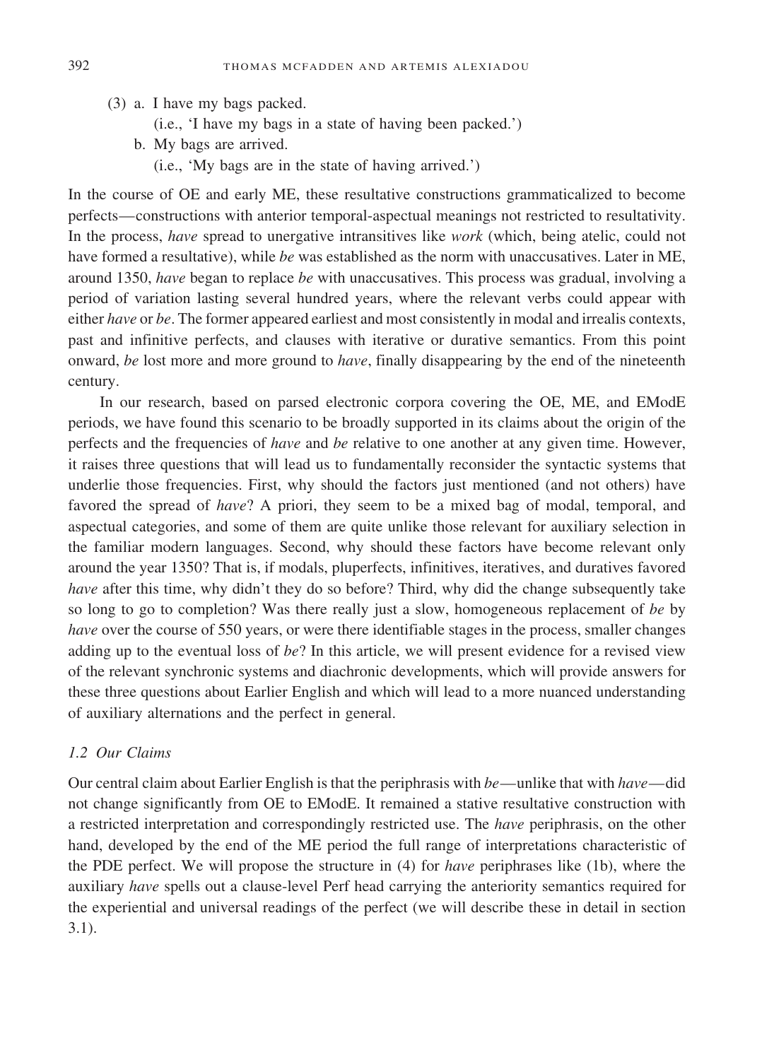(3) a. I have my bags packed.
   (i.e., 'I have my bags in a state of having been packed.')

b. My bags are arrived.
   (i.e., 'My bags are in the state of having arrived.')

In the course of OE and early ME, these resultative constructions grammaticalized to become perfects—constructions with anterior temporal-aspectual meanings not restricted to resultativity. In the process, *have* spread to unergative intransitives like *work* (which, being atelic, could not have formed a resultative), while *be* was established as the norm with unaccusatives. Later in ME, around 1350, *have* began to replace *be* with unaccusatives. This process was gradual, involving a period of variation lasting several hundred years, where the relevant verbs could appear with either *have* or *be*. The former appeared earliest and most consistently in modal and irrealis contexts, past and infinitive perfects, and clauses with iterative or durative semantics. From this point onward, *be* lost more and more ground to *have*, finally disappearing by the end of the nineteenth century.

In our research, based on parsed electronic corpora covering the OE, ME, and EModE periods, we have found this scenario to be broadly supported in its claims about the origin of the perfects and the frequencies of *have* and *be* relative to one another at any given time. However, it raises three questions that will lead us to fundamentally reconsider the syntactic systems that underlie those frequencies. First, why should the factors just mentioned (and not others) have favored the spread of *have*? A priori, they seem to be a mixed bag of modal, temporal, and aspectual categories, and some of them are quite unlike those relevant for auxiliary selection in the familiar modern languages. Second, why should these factors have become relevant only around the year 1350? That is, if modals, pluperfects, infinitives, iteratives, and duratives favored *have* after this time, why didn't they do so before? Third, why did the change subsequently take so long to go to completion? Was there really just a slow, homogeneous replacement of *be* by *have* over the course of 550 years, or were there identifiable stages in the process, smaller changes adding up to the eventual loss of *be*? In this article, we will present evidence for a revised view of the relevant synchronic systems and diachronic developments, which will provide answers for these three questions about Earlier English and which will lead to a more nuanced understanding of auxiliary alternations and the perfect in general.

### *1.2 Our Claims*

Our central claim about Earlier English is that the periphrasis with *be*—unlike that with *have*—did not change significantly from OE to EModE. It remained a stative resultative construction with a restricted interpretation and correspondingly restricted use. The *have* periphrasis, on the other hand, developed by the end of the ME period the full range of interpretations characteristic of the PDE perfect. We will propose the structure in (4) for *have* periphrases like (1b), where the auxiliary *have* spells out a clause-level Perf head carrying the anteriority semantics required for the experiential and universal readings of the perfect (we will describe these in detail in section 3.1).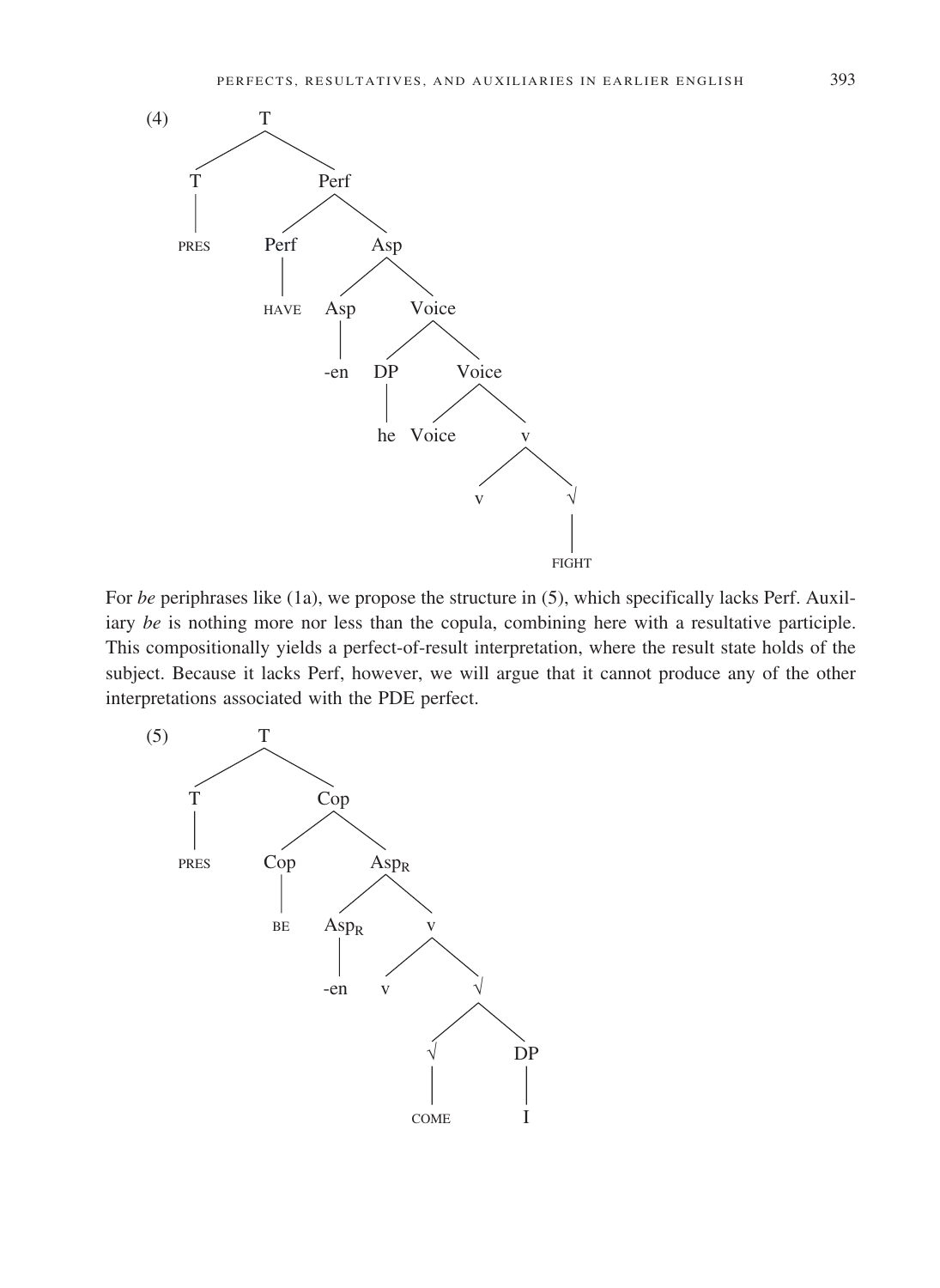(4)

```
T
├── T
│   └── PRES
└── Perf
    ├── Perf
    │   └── HAVE
    └── Asp
        ├── Asp
        │   └── -en
        └── Voice
            ├── DP
            │   └── he
            └── Voice
                ├── Voice
                └── v
                    ├── v
                    └── √
                        └── FIGHT
```

For *be* periphrases like (1a), we propose the structure in (5), which specifically lacks Perf. Auxiliary *be* is nothing more nor less than the copula, combining here with a resultative participle. This compositionally yields a perfect-of-result interpretation, where the result state holds of the subject. Because it lacks Perf, however, we will argue that it cannot produce any of the other interpretations associated with the PDE perfect.

(5)

```
T
├── T
│   └── PRES
└── Cop
    ├── Cop
    │   └── BE
    └── Asp_R
        ├── Asp_R
        │   └── -en
        └── v
            ├── v
            └── √
                ├── √
                │   └── COME
                └── DP
                    └── I
```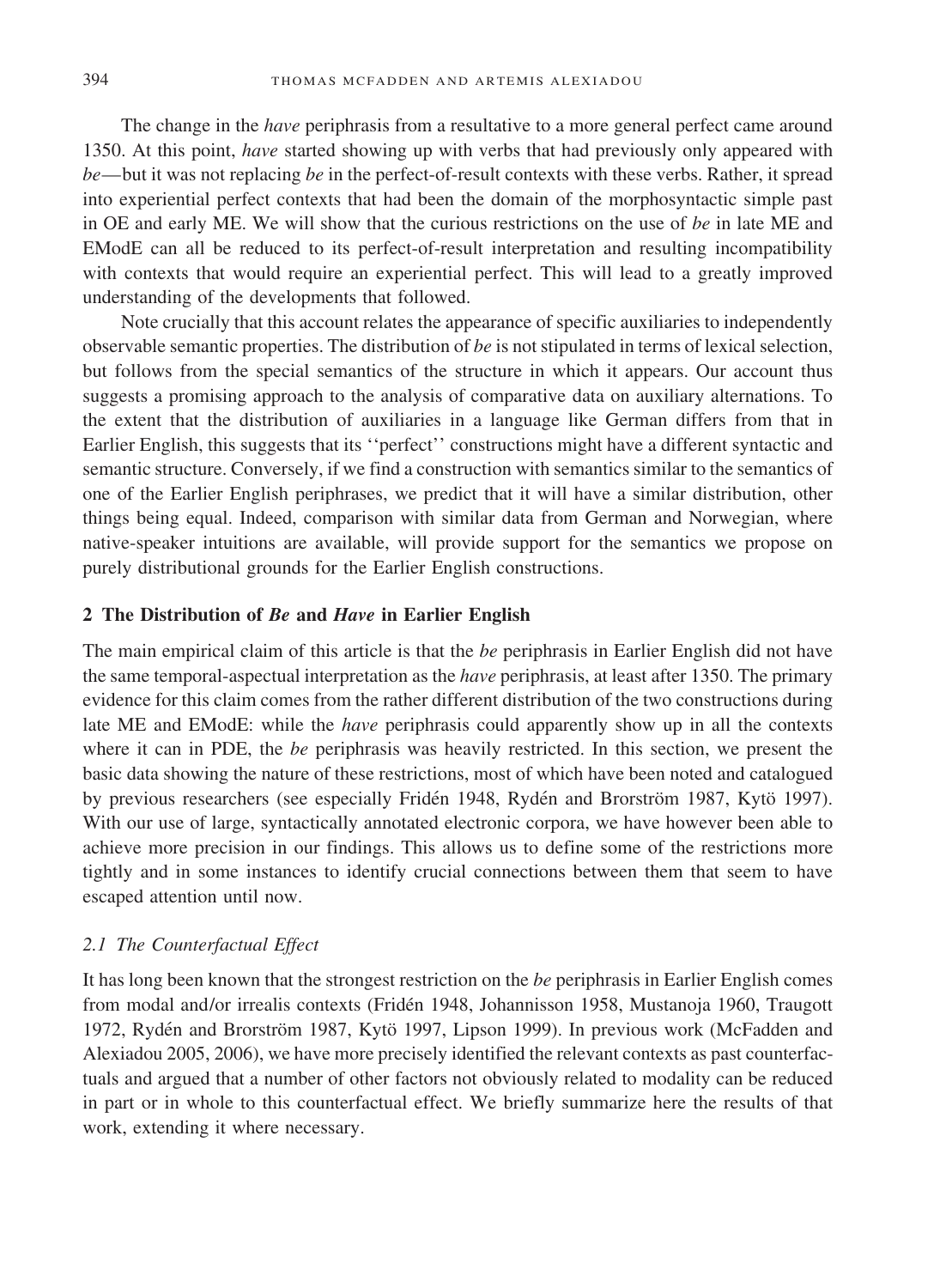The change in the *have* periphrasis from a resultative to a more general perfect came around 1350. At this point, *have* started showing up with verbs that had previously only appeared with *be*—but it was not replacing *be* in the perfect-of-result contexts with these verbs. Rather, it spread into experiential perfect contexts that had been the domain of the morphosyntactic simple past in OE and early ME. We will show that the curious restrictions on the use of *be* in late ME and EModE can all be reduced to its perfect-of-result interpretation and resulting incompatibility with contexts that would require an experiential perfect. This will lead to a greatly improved understanding of the developments that followed.

Note crucially that this account relates the appearance of specific auxiliaries to independently observable semantic properties. The distribution of *be* is not stipulated in terms of lexical selection, but follows from the special semantics of the structure in which it appears. Our account thus suggests a promising approach to the analysis of comparative data on auxiliary alternations. To the extent that the distribution of auxiliaries in a language like German differs from that in Earlier English, this suggests that its ''perfect'' constructions might have a different syntactic and semantic structure. Conversely, if we find a construction with semantics similar to the semantics of one of the Earlier English periphrases, we predict that it will have a similar distribution, other things being equal. Indeed, comparison with similar data from German and Norwegian, where native-speaker intuitions are available, will provide support for the semantics we propose on purely distributional grounds for the Earlier English constructions.

## 2 The Distribution of *Be* and *Have* in Earlier English

The main empirical claim of this article is that the *be* periphrasis in Earlier English did not have the same temporal-aspectual interpretation as the *have* periphrasis, at least after 1350. The primary evidence for this claim comes from the rather different distribution of the two constructions during late ME and EModE: while the *have* periphrasis could apparently show up in all the contexts where it can in PDE, the *be* periphrasis was heavily restricted. In this section, we present the basic data showing the nature of these restrictions, most of which have been noted and catalogued by previous researchers (see especially Fridén 1948, Rydén and Brorström 1987, Kytö 1997). With our use of large, syntactically annotated electronic corpora, we have however been able to achieve more precision in our findings. This allows us to define some of the restrictions more tightly and in some instances to identify crucial connections between them that seem to have escaped attention until now.

### *2.1 The Counterfactual Effect*

It has long been known that the strongest restriction on the *be* periphrasis in Earlier English comes from modal and/or irrealis contexts (Fridén 1948, Johannisson 1958, Mustanoja 1960, Traugott 1972, Rydén and Brorström 1987, Kytö 1997, Lipson 1999). In previous work (McFadden and Alexiadou 2005, 2006), we have more precisely identified the relevant contexts as past counterfactuals and argued that a number of other factors not obviously related to modality can be reduced in part or in whole to this counterfactual effect. We briefly summarize here the results of that work, extending it where necessary.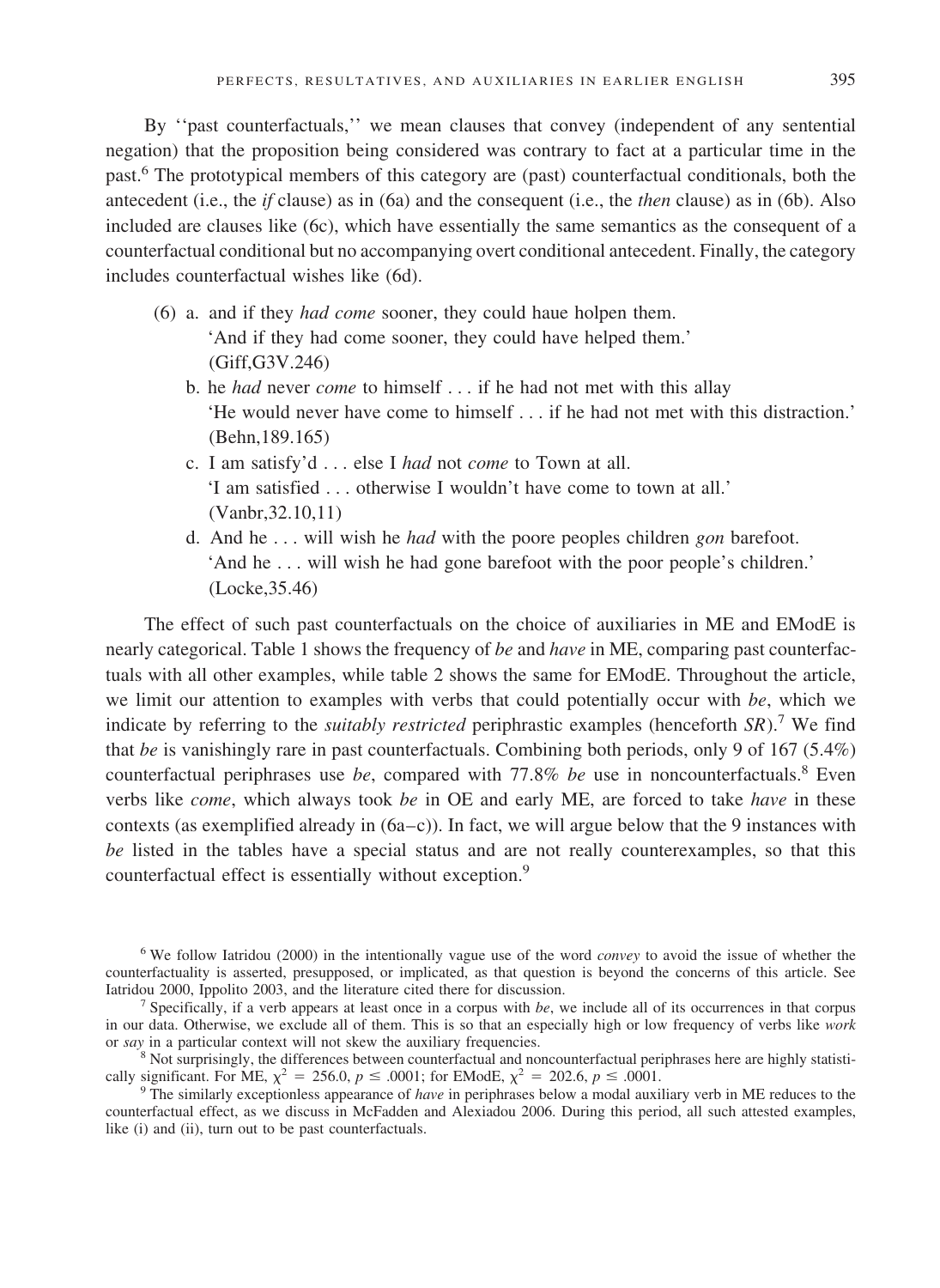By ''past counterfactuals,'' we mean clauses that convey (independent of any sentential negation) that the proposition being considered was contrary to fact at a particular time in the past.[6] The prototypical members of this category are (past) counterfactual conditionals, both the antecedent (i.e., the *if* clause) as in (6a) and the consequent (i.e., the *then* clause) as in (6b). Also included are clauses like (6c), which have essentially the same semantics as the consequent of a counterfactual conditional but no accompanying overt conditional antecedent. Finally, the category includes counterfactual wishes like (6d).

(6) a. and if they *had come* sooner, they could haue holpen them.
   'And if they had come sooner, they could have helped them.'
   (Giff,G3V.246)

b. he *had* never *come* to himself . . . if he had not met with this allay
   'He would never have come to himself . . . if he had not met with this distraction.'
   (Behn,189.165)

c. I am satisfy'd . . . else I *had* not *come* to Town at all.
   'I am satisfied . . . otherwise I wouldn't have come to town at all.'
   (Vanbr,32.10,11)

d. And he . . . will wish he *had* with the poore peoples children *gon* barefoot.
   'And he . . . will wish he had gone barefoot with the poor people's children.'
   (Locke,35.46)

The effect of such past counterfactuals on the choice of auxiliaries in ME and EModE is nearly categorical. Table 1 shows the frequency of *be* and *have* in ME, comparing past counterfactuals with all other examples, while table 2 shows the same for EModE. Throughout the article, we limit our attention to examples with verbs that could potentially occur with *be*, which we indicate by referring to the *suitably restricted* periphrastic examples (henceforth *SR*).[7] We find that *be* is vanishingly rare in past counterfactuals. Combining both periods, only 9 of 167 (5.4%) counterfactual periphrases use *be*, compared with 77.8% *be* use in noncounterfactuals.[8] Even verbs like *come*, which always took *be* in OE and early ME, are forced to take *have* in these contexts (as exemplified already in (6a–c)). In fact, we will argue below that the 9 instances with *be* listed in the tables have a special status and are not really counterexamples, so that this counterfactual effect is essentially without exception.[9]

---

[6] We follow Iatridou (2000) in the intentionally vague use of the word *convey* to avoid the issue of whether the counterfactuality is asserted, presupposed, or implicated, as that question is beyond the concerns of this article. See Iatridou 2000, Ippolito 2003, and the literature cited there for discussion.

[7] Specifically, if a verb appears at least once in a corpus with *be*, we include all of its occurrences in that corpus in our data. Otherwise, we exclude all of them. This is so that an especially high or low frequency of verbs like *work* or *say* in a particular context will not skew the auxiliary frequencies.

[8] Not surprisingly, the differences between counterfactual and noncounterfactual periphrases here are highly statistically significant. For ME, $\chi^2 = 256.0$, $p \leq .0001$; for EModE, $\chi^2 = 202.6$, $p \leq .0001$.

[9] The similarly exceptionless appearance of *have* in periphrases below a modal auxiliary verb in ME reduces to the counterfactual effect, as we discuss in McFadden and Alexiadou 2006. During this period, all such attested examples, like (i) and (ii), turn out to be past counterfactuals.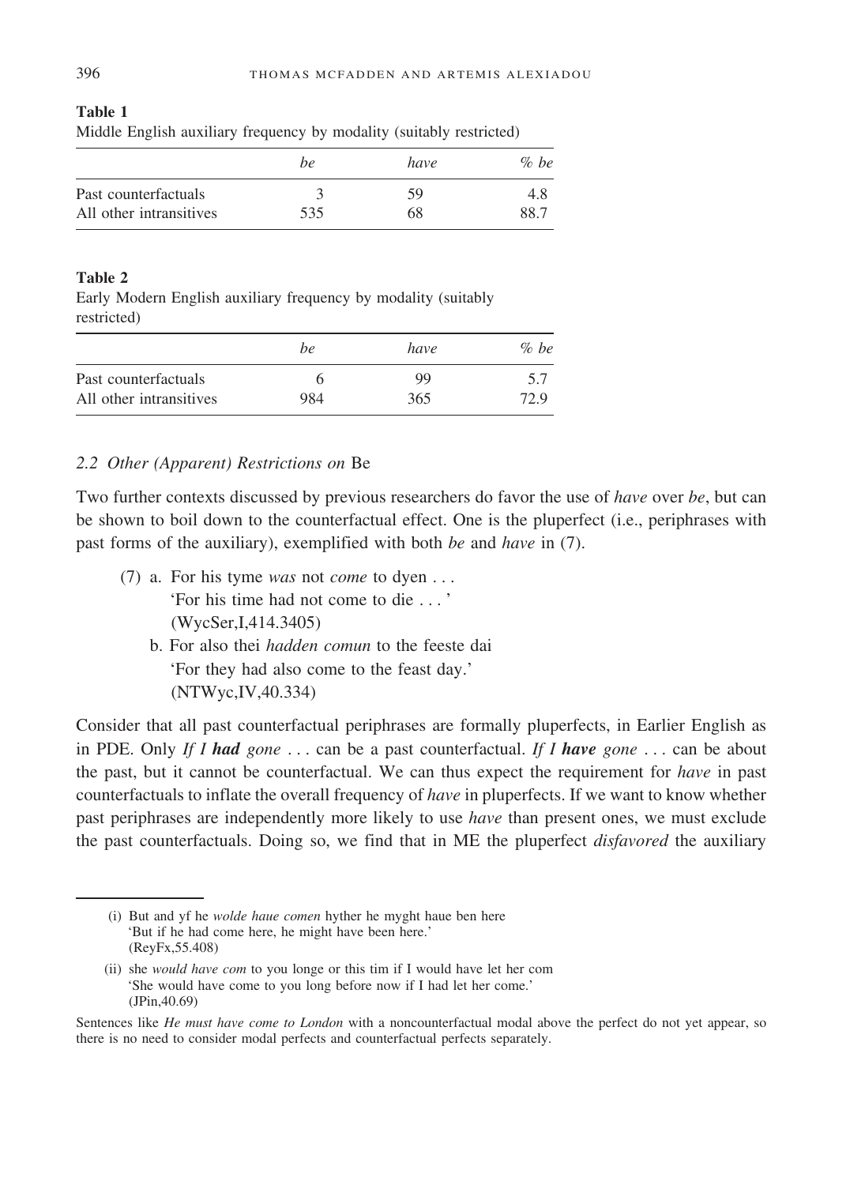**Table 1**
Middle English auxiliary frequency by modality (suitably restricted)

| | *be* | *have* | *% be* |
|---|---|---|---|
| Past counterfactuals | 3 | 59 | 4.8 |
| All other intransitives | 535 | 68 | 88.7 |

**Table 2**
Early Modern English auxiliary frequency by modality (suitably restricted)

| | *be* | *have* | *% be* |
|---|---|---|---|
| Past counterfactuals | 6 | 99 | 5.7 |
| All other intransitives | 984 | 365 | 72.9 |

### 2.2 Other (Apparent) Restrictions on Be

Two further contexts discussed by previous researchers do favor the use of *have* over *be*, but can be shown to boil down to the counterfactual effect. One is the pluperfect (i.e., periphrases with past forms of the auxiliary), exemplified with both *be* and *have* in (7).

(7) a. For his tyme *was* not *come* to dyen . . .
'For his time had not come to die . . . '
(WycSer,I,414.3405)

b. For also thei *hadden comun* to the feeste dai
'For they had also come to the feast day.'
(NTWyc,IV,40.334)

Consider that all past counterfactual periphrases are formally pluperfects, in Earlier English as in PDE. Only *If I **had** gone* . . . can be a past counterfactual. *If I **have** gone* . . . can be about the past, but it cannot be counterfactual. We can thus expect the requirement for *have* in past counterfactuals to inflate the overall frequency of *have* in pluperfects. If we want to know whether past periphrases are independently more likely to use *have* than present ones, we must exclude the past counterfactuals. Doing so, we find that in ME the pluperfect *disfavored* the auxiliary

---

(i) But and yf he *wolde haue comen* hyther he myght haue ben here
'But if he had come here, he might have been here.'
(ReyFx,55.408)

(ii) she *would have com* to you longe or this tim if I would have let her com
'She would have come to you long before now if I had let her come.'
(JPin,40.69)

Sentences like *He must have come to London* with a noncounterfactual modal above the perfect do not yet appear, so there is no need to consider modal perfects and counterfactual perfects separately.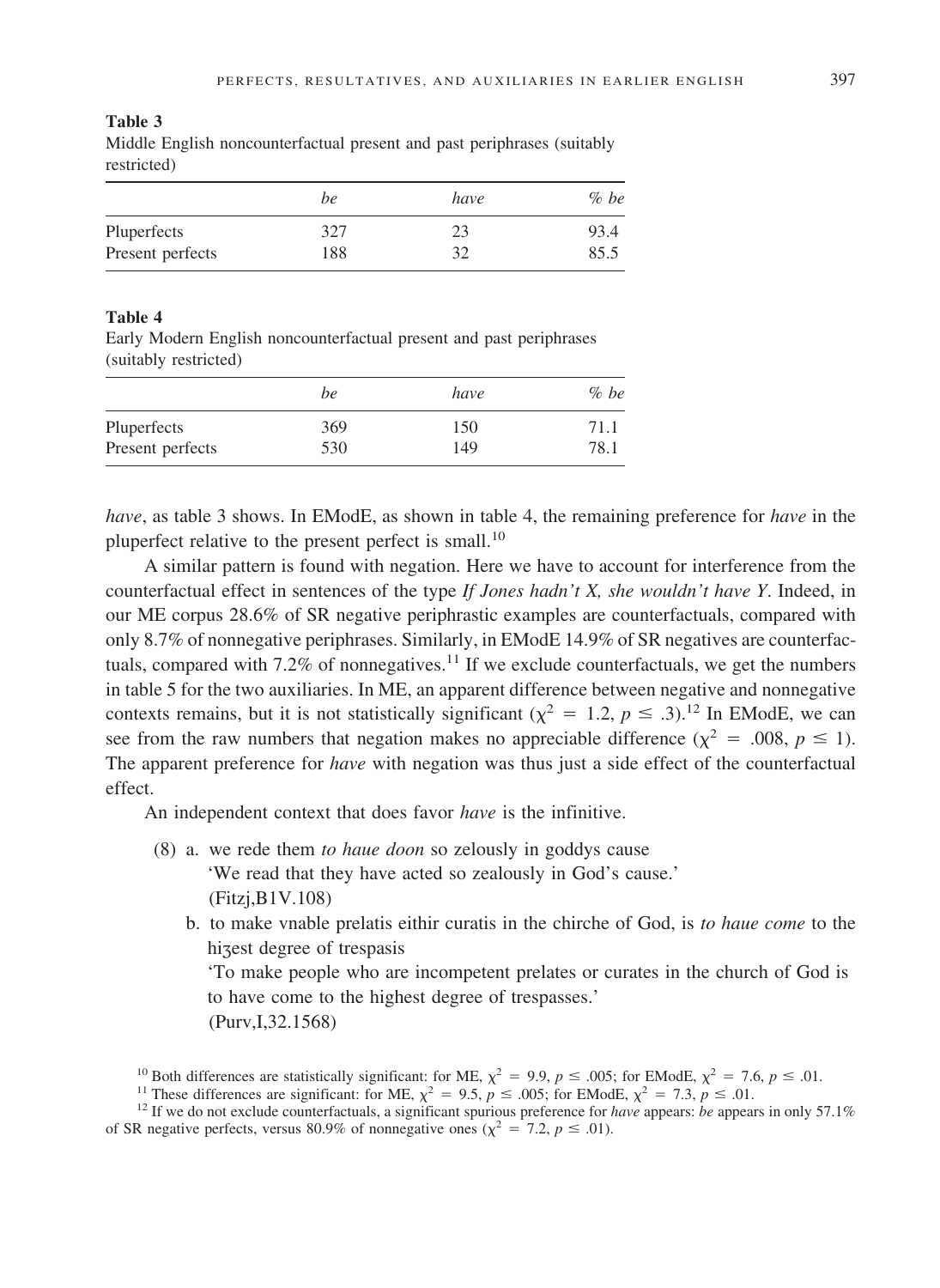**Table 3**
Middle English noncounterfactual present and past periphrases (suitably restricted)

| | *be* | *have* | *% be* |
|---|---|---|---|
| Pluperfects | 327 | 23 | 93.4 |
| Present perfects | 188 | 32 | 85.5 |

**Table 4**
Early Modern English noncounterfactual present and past periphrases (suitably restricted)

| | *be* | *have* | *% be* |
|---|---|---|---|
| Pluperfects | 369 | 150 | 71.1 |
| Present perfects | 530 | 149 | 78.1 |

*have*, as table 3 shows. In EModE, as shown in table 4, the remaining preference for *have* in the pluperfect relative to the present perfect is small.[10]

A similar pattern is found with negation. Here we have to account for interference from the counterfactual effect in sentences of the type *If Jones hadn't X, she wouldn't have Y*. Indeed, in our ME corpus 28.6% of SR negative periphrastic examples are counterfactuals, compared with only 8.7% of nonnegative periphrases. Similarly, in EModE 14.9% of SR negatives are counterfactuals, compared with 7.2% of nonnegatives.[11] If we exclude counterfactuals, we get the numbers in table 5 for the two auxiliaries. In ME, an apparent difference between negative and nonnegative contexts remains, but it is not statistically significant ($\chi^2 = 1.2$, $p \leq .3$).[12] In EModE, we can see from the raw numbers that negation makes no appreciable difference ($\chi^2 = .008$, $p \leq 1$). The apparent preference for *have* with negation was thus just a side effect of the counterfactual effect.

An independent context that does favor *have* is the infinitive.

(8) a. we rede them *to haue doon* so zelously in goddys cause
'We read that they have acted so zealously in God's cause.'
(Fitzj,B1V.108)

b. to make vnable prelatis eithir curatis in the chirche of God, is *to haue come* to the hiȝest degree of trespasis
'To make people who are incompetent prelates or curates in the church of God is to have come to the highest degree of trespasses.'
(Purv,I,32.1568)

[10] Both differences are statistically significant: for ME, $\chi^2 = 9.9$, $p \leq .005$; for EModE, $\chi^2 = 7.6$, $p \leq .01$.

[11] These differences are significant: for ME, $\chi^2 = 9.5$, $p \leq .005$; for EModE, $\chi^2 = 7.3$, $p \leq .01$.

[12] If we do not exclude counterfactuals, a significant spurious preference for *have* appears: *be* appears in only 57.1% of SR negative perfects, versus 80.9% of nonnegative ones ($\chi^2 = 7.2$, $p \leq .01$).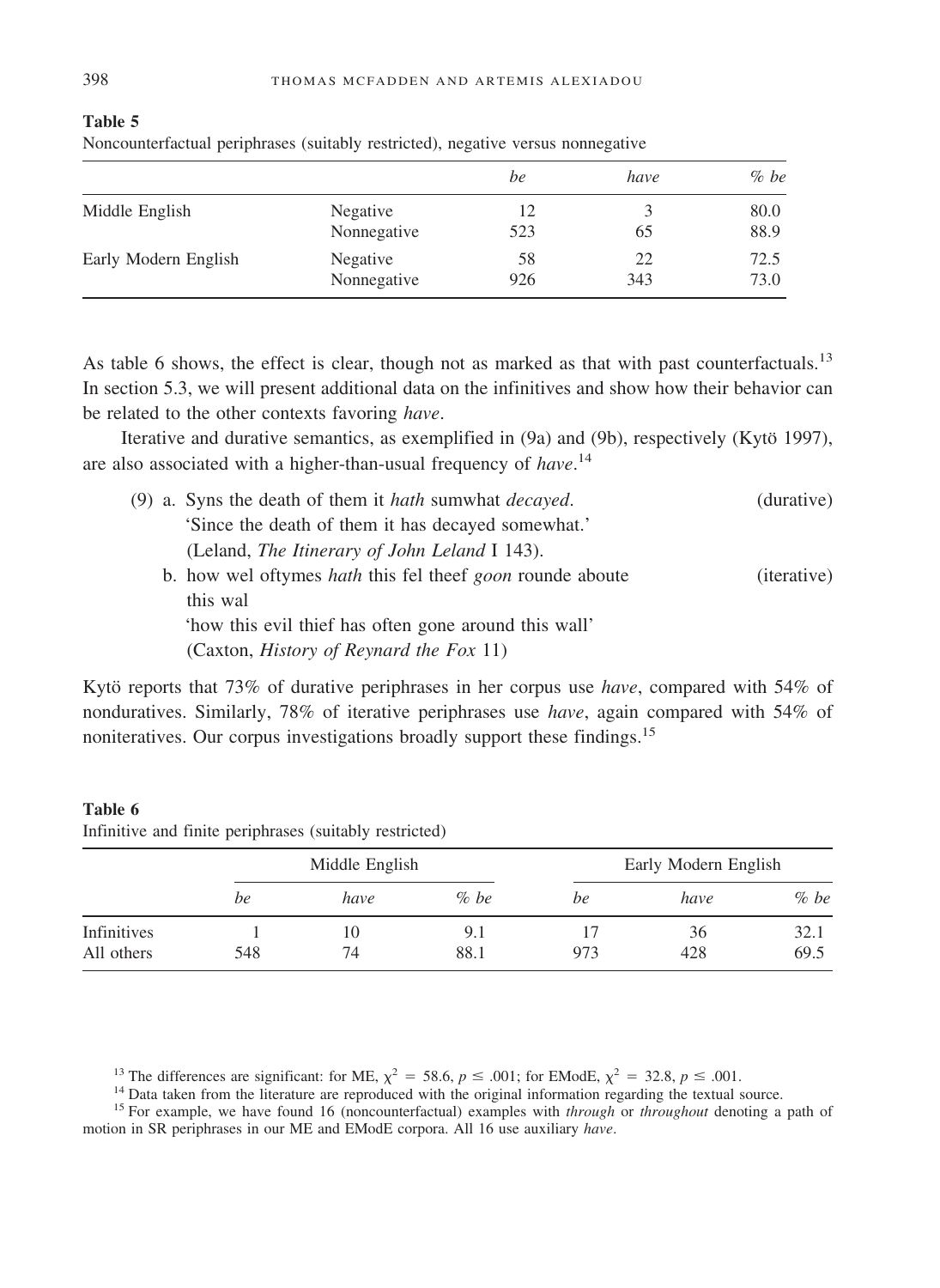**Table 5**
Noncounterfactual periphrases (suitably restricted), negative versus nonnegative

| | | *be* | *have* | % *be* |
|---|---|---|---|---|
| Middle English | Negative | 12 | 3 | 80.0 |
| | Nonnegative | 523 | 65 | 88.9 |
| Early Modern English | Negative | 58 | 22 | 72.5 |
| | Nonnegative | 926 | 343 | 73.0 |

As table 6 shows, the effect is clear, though not as marked as that with past counterfactuals.[13] In section 5.3, we will present additional data on the infinitives and show how their behavior can be related to the other contexts favoring *have*.

Iterative and durative semantics, as exemplified in (9a) and (9b), respectively (Kytö 1997), are also associated with a higher-than-usual frequency of *have*.[14]

(9) a. Syns the death of them it *hath* sumwhat *decayed*. (durative)
'Since the death of them it has decayed somewhat.'
(Leland, *The Itinerary of John Leland* I 143).

b. how wel oftymes *hath* this fel theef *goon* rounde aboute this wal (iterative)
'how this evil thief has often gone around this wall'
(Caxton, *History of Reynard the Fox* 11)

Kytö reports that 73% of durative periphrases in her corpus use *have*, compared with 54% of nondurative. Similarly, 78% of iterative periphrases use *have*, again compared with 54% of noniteratives. Our corpus investigations broadly support these findings.[15]

**Table 6**
Infinitive and finite periphrases (suitably restricted)

| | Middle English | | | Early Modern English | | |
|---|---|---|---|---|---|---|
| | *be* | *have* | % *be* | *be* | *have* | % *be* |
| Infinitives | 1 | 10 | 9.1 | 17 | 36 | 32.1 |
| All others | 548 | 74 | 88.1 | 973 | 428 | 69.5 |

[13] The differences are significant: for ME, $\chi^2 = 58.6$, $p \leq .001$; for EModE, $\chi^2 = 32.8$, $p \leq .001$.

[14] Data taken from the literature are reproduced with the original information regarding the textual source.

[15] For example, we have found 16 (noncounterfactual) examples with *through* or *throughout* denoting a path of motion in SR periphrases in our ME and EModE corpora. All 16 use auxiliary *have*.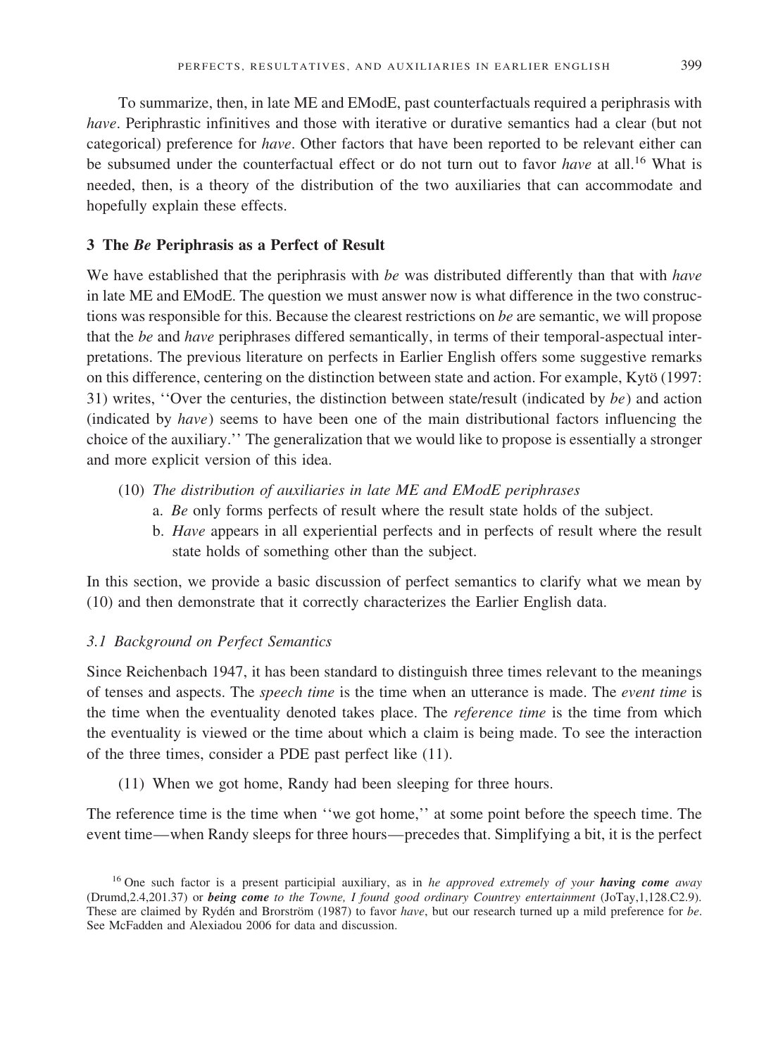To summarize, then, in late ME and EModE, past counterfactuals required a periphrasis with *have*. Periphrastic infinitives and those with iterative or durative semantics had a clear (but not categorical) preference for *have*. Other factors that have been reported to be relevant either can be subsumed under the counterfactual effect or do not turn out to favor *have* at all.[16] What is needed, then, is a theory of the distribution of the two auxiliaries that can accommodate and hopefully explain these effects.

## 3 The *Be* Periphrasis as a Perfect of Result

We have established that the periphrasis with *be* was distributed differently than that with *have* in late ME and EModE. The question we must answer now is what difference in the two constructions was responsible for this. Because the clearest restrictions on *be* are semantic, we will propose that the *be* and *have* periphrases differed semantically, in terms of their temporal-aspectual interpretations. The previous literature on perfects in Earlier English offers some suggestive remarks on this difference, centering on the distinction between state and action. For example, Kytö (1997: 31) writes, ''Over the centuries, the distinction between state/result (indicated by *be*) and action (indicated by *have*) seems to have been one of the main distributional factors influencing the choice of the auxiliary.'' The generalization that we would like to propose is essentially a stronger and more explicit version of this idea.

(10) *The distribution of auxiliaries in late ME and EModE periphrases*
  a. *Be* only forms perfects of result where the result state holds of the subject.
  b. *Have* appears in all experiential perfects and in perfects of result where the result state holds of something other than the subject.

In this section, we provide a basic discussion of perfect semantics to clarify what we mean by (10) and then demonstrate that it correctly characterizes the Earlier English data.

### 3.1 Background on Perfect Semantics

Since Reichenbach 1947, it has been standard to distinguish three times relevant to the meanings of tenses and aspects. The *speech time* is the time when an utterance is made. The *event time* is the time when the eventuality denoted takes place. The *reference time* is the time from which the eventuality is viewed or the time about which a claim is being made. To see the interaction of the three times, consider a PDE past perfect like (11).

(11) When we got home, Randy had been sleeping for three hours.

The reference time is the time when ''we got home,'' at some point before the speech time. The event time—when Randy sleeps for three hours—precedes that. Simplifying a bit, it is the perfect

[16] One such factor is a present participial auxiliary, as in *he approved extremely of your **having come** away* (Drumd,2.4,201.37) or ***being come** to the Towne, I found good ordinary Countrey entertainment* (JoTay,1,128.C2.9). These are claimed by Rydén and Brorström (1987) to favor *have*, but our research turned up a mild preference for *be*. See McFadden and Alexiadou 2006 for data and discussion.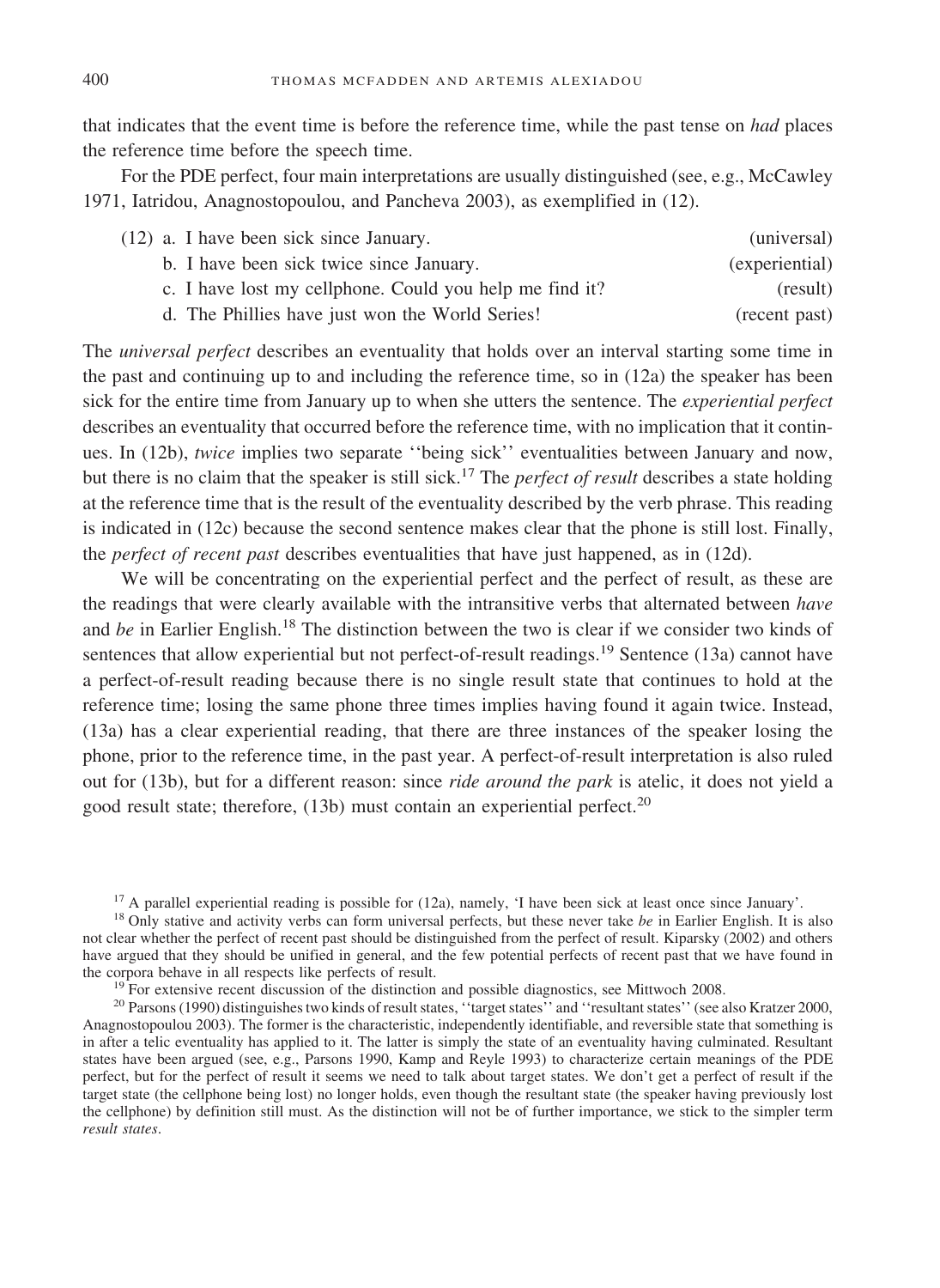that indicates that the event time is before the reference time, while the past tense on *had* places the reference time before the speech time.

For the PDE perfect, four main interpretations are usually distinguished (see, e.g., McCawley 1971, Iatridou, Anagnostopoulou, and Pancheva 2003), as exemplified in (12).

(12) a. I have been sick since January. (universal)
b. I have been sick twice since January. (experiential)
c. I have lost my cellphone. Could you help me find it? (result)
d. The Phillies have just won the World Series! (recent past)

The *universal perfect* describes an eventuality that holds over an interval starting some time in the past and continuing up to and including the reference time, so in (12a) the speaker has been sick for the entire time from January up to when she utters the sentence. The *experiential perfect* describes an eventuality that occurred before the reference time, with no implication that it continues. In (12b), *twice* implies two separate ''being sick'' eventualities between January and now, but there is no claim that the speaker is still sick.[17] The *perfect of result* describes a state holding at the reference time that is the result of the eventuality described by the verb phrase. This reading is indicated in (12c) because the second sentence makes clear that the phone is still lost. Finally, the *perfect of recent past* describes eventualities that have just happened, as in (12d).

We will be concentrating on the experiential perfect and the perfect of result, as these are the readings that were clearly available with the intransitive verbs that alternated between *have* and *be* in Earlier English.[18] The distinction between the two is clear if we consider two kinds of sentences that allow experiential but not perfect-of-result readings.[19] Sentence (13a) cannot have a perfect-of-result reading because there is no single result state that continues to hold at the reference time; losing the same phone three times implies having found it again twice. Instead, (13a) has a clear experiential reading, that there are three instances of the speaker losing the phone, prior to the reference time, in the past year. A perfect-of-result interpretation is also ruled out for (13b), but for a different reason: since *ride around the park* is atelic, it does not yield a good result state; therefore, (13b) must contain an experiential perfect.[20]

[17] A parallel experiential reading is possible for (12a), namely, 'I have been sick at least once since January'.

[18] Only stative and activity verbs can form universal perfects, but these never take *be* in Earlier English. It is also not clear whether the perfect of recent past should be distinguished from the perfect of result. Kiparsky (2002) and others have argued that they should be unified in general, and the few potential perfects of recent past that we have found in the corpora behave in all respects like perfects of result.

[19] For extensive recent discussion of the distinction and possible diagnostics, see Mittwoch 2008.

[20] Parsons (1990) distinguishes two kinds of result states, ''target states'' and ''resultant states'' (see also Kratzer 2000, Anagnostopoulou 2003). The former is the characteristic, independently identifiable, and reversible state that something is in after a telic eventuality has applied to it. The latter is simply the state of an eventuality having culminated. Resultant states have been argued (see, e.g., Parsons 1990, Kamp and Reyle 1993) to characterize certain meanings of the PDE perfect, but for the perfect of result it seems we need to talk about target states. We don't get a perfect of result if the target state (the cellphone being lost) no longer holds, even though the resultant state (the speaker having previously lost the cellphone) by definition still must. As the distinction will not be of further importance, we stick to the simpler term *result states*.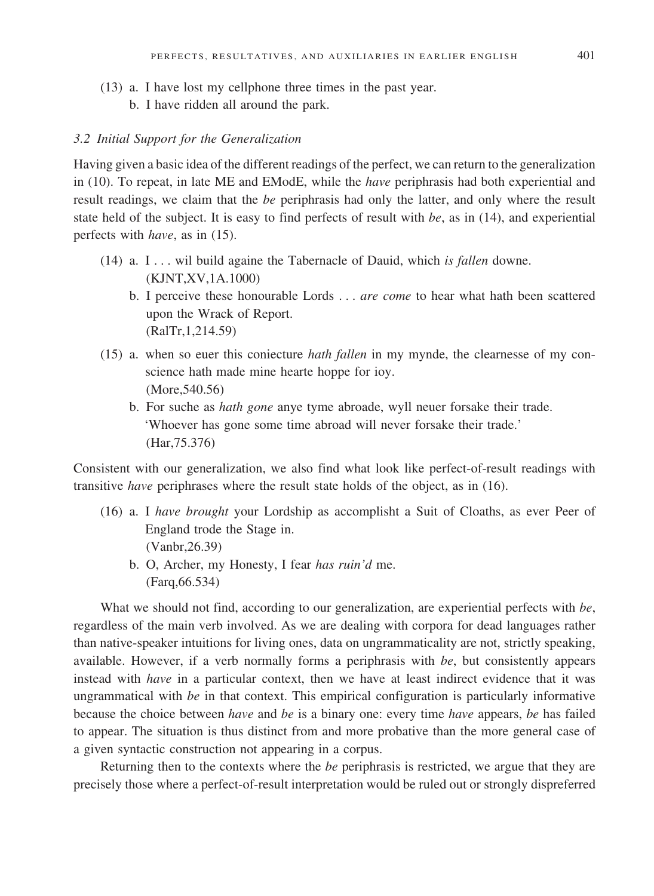(13) a. I have lost my cellphone three times in the past year.
     b. I have ridden all around the park.

### 3.2 Initial Support for the Generalization

Having given a basic idea of the different readings of the perfect, we can return to the generalization in (10). To repeat, in late ME and EModE, while the *have* periphrasis had both experiential and result readings, we claim that the *be* periphrasis had only the latter, and only where the result state held of the subject. It is easy to find perfects of result with *be*, as in (14), and experiential perfects with *have*, as in (15).

(14) a. I . . . wil build againe the Tabernacle of Dauid, which *is fallen* downe.
        (KJNT,XV,1A.1000)
     b. I perceive these honourable Lords . . . *are come* to hear what hath been scattered upon the Wrack of Report.
        (RalTr,1,214.59)

(15) a. when so euer this coniecture *hath fallen* in my mynde, the clearnesse of my conscience hath made mine hearte hoppe for ioy.
        (More,540.56)
     b. For suche as *hath gone* anye tyme abroade, wyll neuer forsake their trade.
        'Whoever has gone some time abroad will never forsake their trade.'
        (Har,75.376)

Consistent with our generalization, we also find what look like perfect-of-result readings with transitive *have* periphrases where the result state holds of the object, as in (16).

(16) a. I *have brought* your Lordship as accomplisht a Suit of Cloaths, as ever Peer of England trode the Stage in.
        (Vanbr,26.39)
     b. O, Archer, my Honesty, I fear *has ruin'd* me.
        (Farq,66.534)

What we should not find, according to our generalization, are experiential perfects with *be*, regardless of the main verb involved. As we are dealing with corpora for dead languages rather than native-speaker intuitions for living ones, data on ungrammaticality are not, strictly speaking, available. However, if a verb normally forms a periphrasis with *be*, but consistently appears instead with *have* in a particular context, then we have at least indirect evidence that it was ungrammatical with *be* in that context. This empirical configuration is particularly informative because the choice between *have* and *be* is a binary one: every time *have* appears, *be* has failed to appear. The situation is thus distinct from and more probative than the more general case of a given syntactic construction not appearing in a corpus.

Returning then to the contexts where the *be* periphrasis is restricted, we argue that they are precisely those where a perfect-of-result interpretation would be ruled out or strongly dispreferred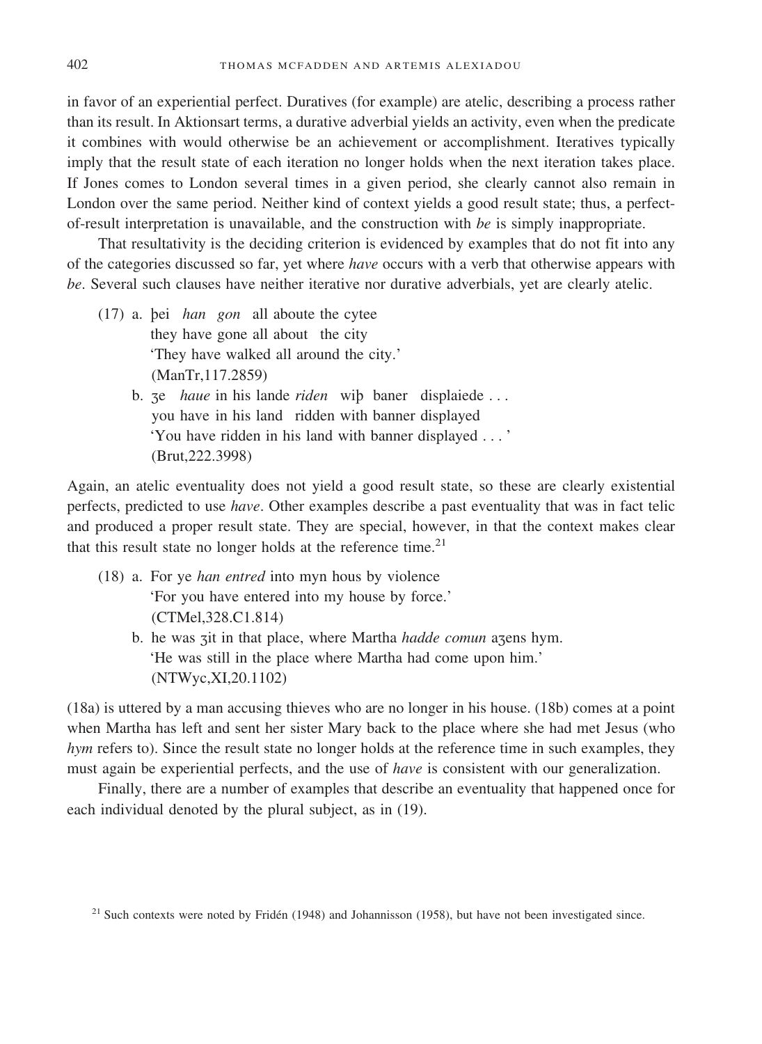in favor of an experiential perfect. Duratives (for example) are atelic, describing a process rather than its result. In Aktionsart terms, a durative adverbial yields an activity, even when the predicate it combines with would otherwise be an achievement or accomplishment. Iteratives typically imply that the result state of each iteration no longer holds when the next iteration takes place. If Jones comes to London several times in a given period, she clearly cannot also remain in London over the same period. Neither kind of context yields a good result state; thus, a perfect-of-result interpretation is unavailable, and the construction with *be* is simply inappropriate.

That resultativity is the deciding criterion is evidenced by examples that do not fit into any of the categories discussed so far, yet where *have* occurs with a verb that otherwise appears with *be*. Several such clauses have neither iterative nor durative adverbials, yet are clearly atelic.

(17) a. þei *han gon* all aboute the cytee
 they have gone all about the city
 'They have walked all around the city.'
 (ManTr,117.2859)

b. ȝe *haue* in his lande *riden* wiþ baner displaiede . . .
 you have in his land ridden with banner displayed
 'You have ridden in his land with banner displayed . . . '
 (Brut,222.3998)

Again, an atelic eventuality does not yield a good result state, so these are clearly existential perfects, predicted to use *have*. Other examples describe a past eventuality that was in fact telic and produced a proper result state. They are special, however, in that the context makes clear that this result state no longer holds at the reference time.[21]

(18) a. For ye *han entred* into myn hous by violence
 'For you have entered into my house by force.'
 (CTMel,328.C1.814)

b. he was ȝit in that place, where Martha *hadde comun* aȝens hym.
 'He was still in the place where Martha had come upon him.'
 (NTWyc,XI,20.1102)

(18a) is uttered by a man accusing thieves who are no longer in his house. (18b) comes at a point when Martha has left and sent her sister Mary back to the place where she had met Jesus (who *hym* refers to). Since the result state no longer holds at the reference time in such examples, they must again be experiential perfects, and the use of *have* is consistent with our generalization.

Finally, there are a number of examples that describe an eventuality that happened once for each individual denoted by the plural subject, as in (19).

[21] Such contexts were noted by Fridén (1948) and Johannisson (1958), but have not been investigated since.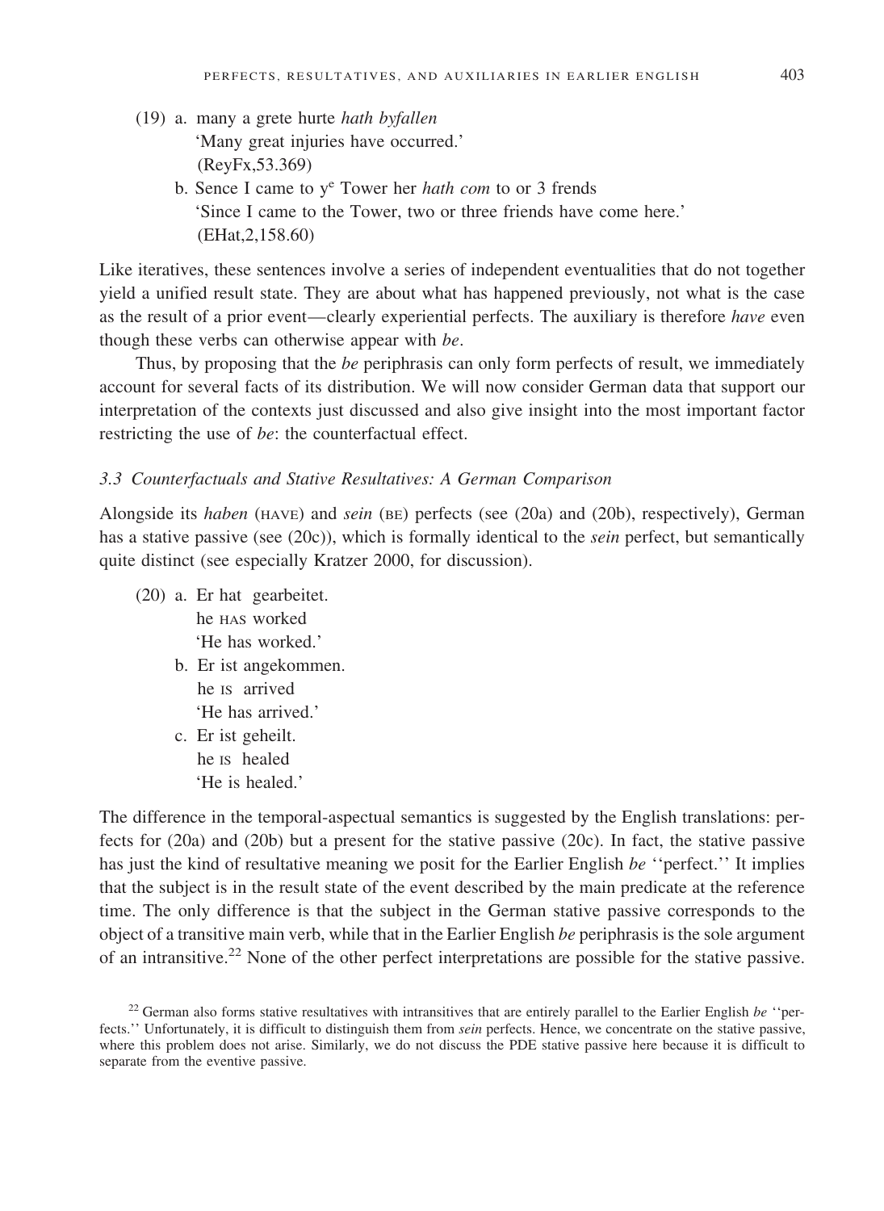(19) a. many a grete hurte *hath byfallen*
   'Many great injuries have occurred.'
   (ReyFx,53.369)

b. Sence I came to y[e] Tower her *hath com* to or 3 frends
   'Since I came to the Tower, two or three friends have come here.'
   (EHat,2,158.60)

Like iteratives, these sentences involve a series of independent eventualities that do not together yield a unified result state. They are about what has happened previously, not what is the case as the result of a prior event—clearly experiential perfects. The auxiliary is therefore *have* even though these verbs can otherwise appear with *be*.

Thus, by proposing that the *be* periphrasis can only form perfects of result, we immediately account for several facts of its distribution. We will now consider German data that support our interpretation of the contexts just discussed and also give insight into the most important factor restricting the use of *be*: the counterfactual effect.

### 3.3 Counterfactuals and Stative Resultatives: A German Comparison

Alongside its *haben* (HAVE) and *sein* (BE) perfects (see (20a) and (20b), respectively), German has a stative passive (see (20c)), which is formally identical to the *sein* perfect, but semantically quite distinct (see especially Kratzer 2000, for discussion).

(20) a. Er hat gearbeitet.
   he HAS worked
   'He has worked.'

b. Er ist angekommen.
   he IS arrived
   'He has arrived.'

c. Er ist geheilt.
   he IS healed
   'He is healed.'

The difference in the temporal-aspectual semantics is suggested by the English translations: perfects for (20a) and (20b) but a present for the stative passive (20c). In fact, the stative passive has just the kind of resultative meaning we posit for the Earlier English *be* ''perfect.'' It implies that the subject is in the result state of the event described by the main predicate at the reference time. The only difference is that the subject in the German stative passive corresponds to the object of a transitive main verb, while that in the Earlier English *be* periphrasis is the sole argument of an intransitive.[22] None of the other perfect interpretations are possible for the stative passive.

[22] German also forms stative resultatives with intransitives that are entirely parallel to the Earlier English *be* ''perfects.'' Unfortunately, it is difficult to distinguish them from *sein* perfects. Hence, we concentrate on the stative passive, where this problem does not arise. Similarly, we do not discuss the PDE stative passive here because it is difficult to separate from the eventive passive.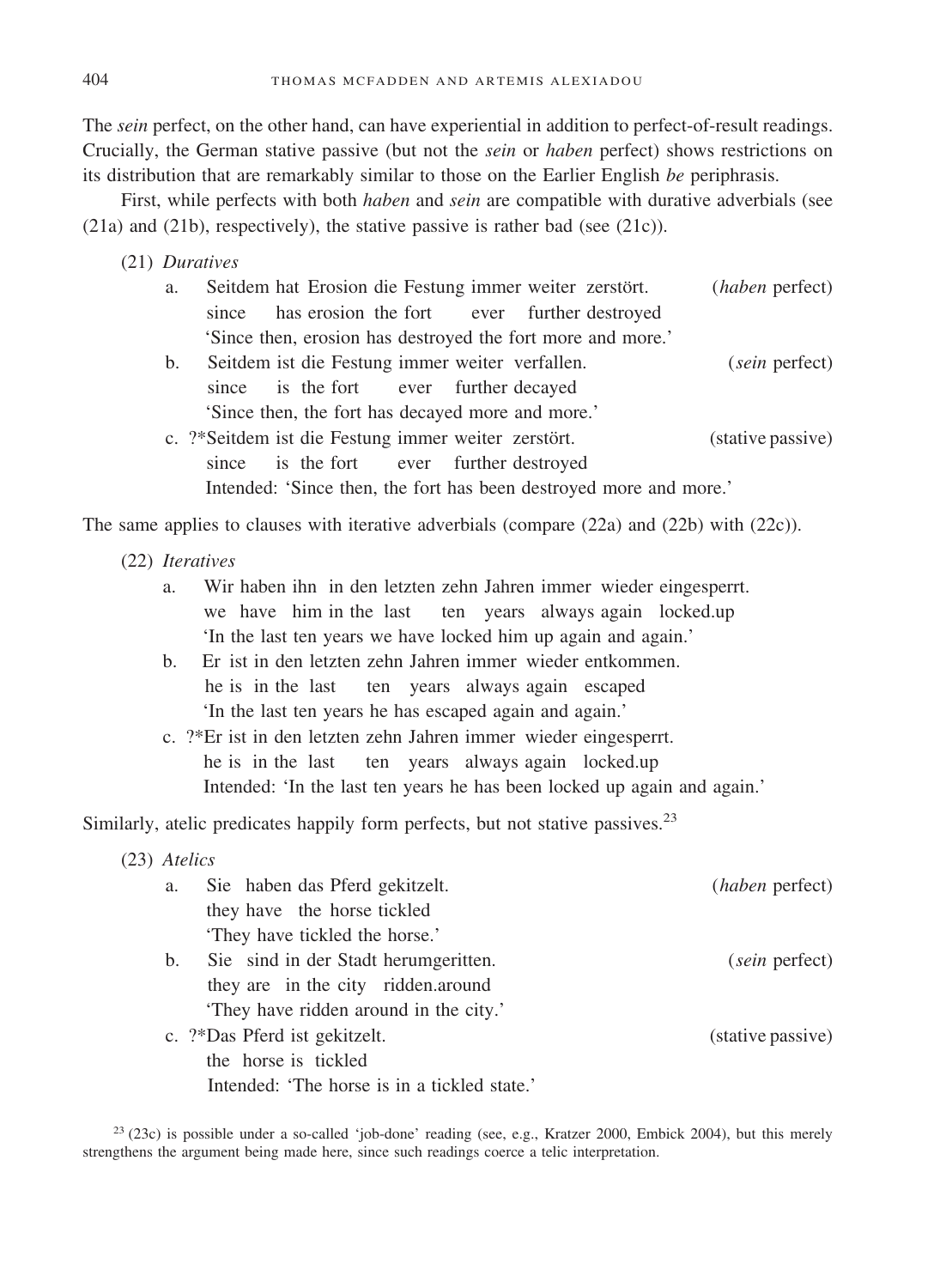The *sein* perfect, on the other hand, can have experiential in addition to perfect-of-result readings. Crucially, the German stative passive (but not the *sein* or *haben* perfect) shows restrictions on its distribution that are remarkably similar to those on the Earlier English *be* periphrasis.

First, while perfects with both *haben* and *sein* are compatible with durative adverbials (see (21a) and (21b), respectively), the stative passive is rather bad (see (21c)).

(21) *Duratives*

a. Seitdem hat Erosion die Festung immer weiter zerstört. (*haben* perfect)
   since has erosion the fort ever further destroyed
   'Since then, erosion has destroyed the fort more and more.'

b. Seitdem ist die Festung immer weiter verfallen. (*sein* perfect)
   since is the fort ever further decayed
   'Since then, the fort has decayed more and more.'

c. ?*Seitdem ist die Festung immer weiter zerstört. (stative passive)
   since is the fort ever further destroyed
   Intended: 'Since then, the fort has been destroyed more and more.'

The same applies to clauses with iterative adverbials (compare (22a) and (22b) with (22c)).

(22) *Iteratives*

a. Wir haben ihn in den letzten zehn Jahren immer wieder eingesperrt.
   we have him in the last ten years always again locked.up
   'In the last ten years we have locked him up again and again.'

b. Er ist in den letzten zehn Jahren immer wieder entkommen.
   he is in the last ten years always again escaped
   'In the last ten years he has escaped again and again.'

c. ?*Er ist in den letzten zehn Jahren immer wieder eingesperrt.
   he is in the last ten years always again locked.up
   Intended: 'In the last ten years he has been locked up again and again.'

Similarly, atelic predicates happily form perfects, but not stative passives.[23]

(23) *Atelics*

a. Sie haben das Pferd gekitzelt. (*haben* perfect)
   they have the horse tickled
   'They have tickled the horse.'

b. Sie sind in der Stadt herumgeritten. (*sein* perfect)
   they are in the city ridden.around
   'They have ridden around in the city.'

c. ?*Das Pferd ist gekitzelt. (stative passive)
   the horse is tickled
   Intended: 'The horse is in a tickled state.'

[23] (23c) is possible under a so-called 'job-done' reading (see, e.g., Kratzer 2000, Embick 2004), but this merely strengthens the argument being made here, since such readings coerce a telic interpretation.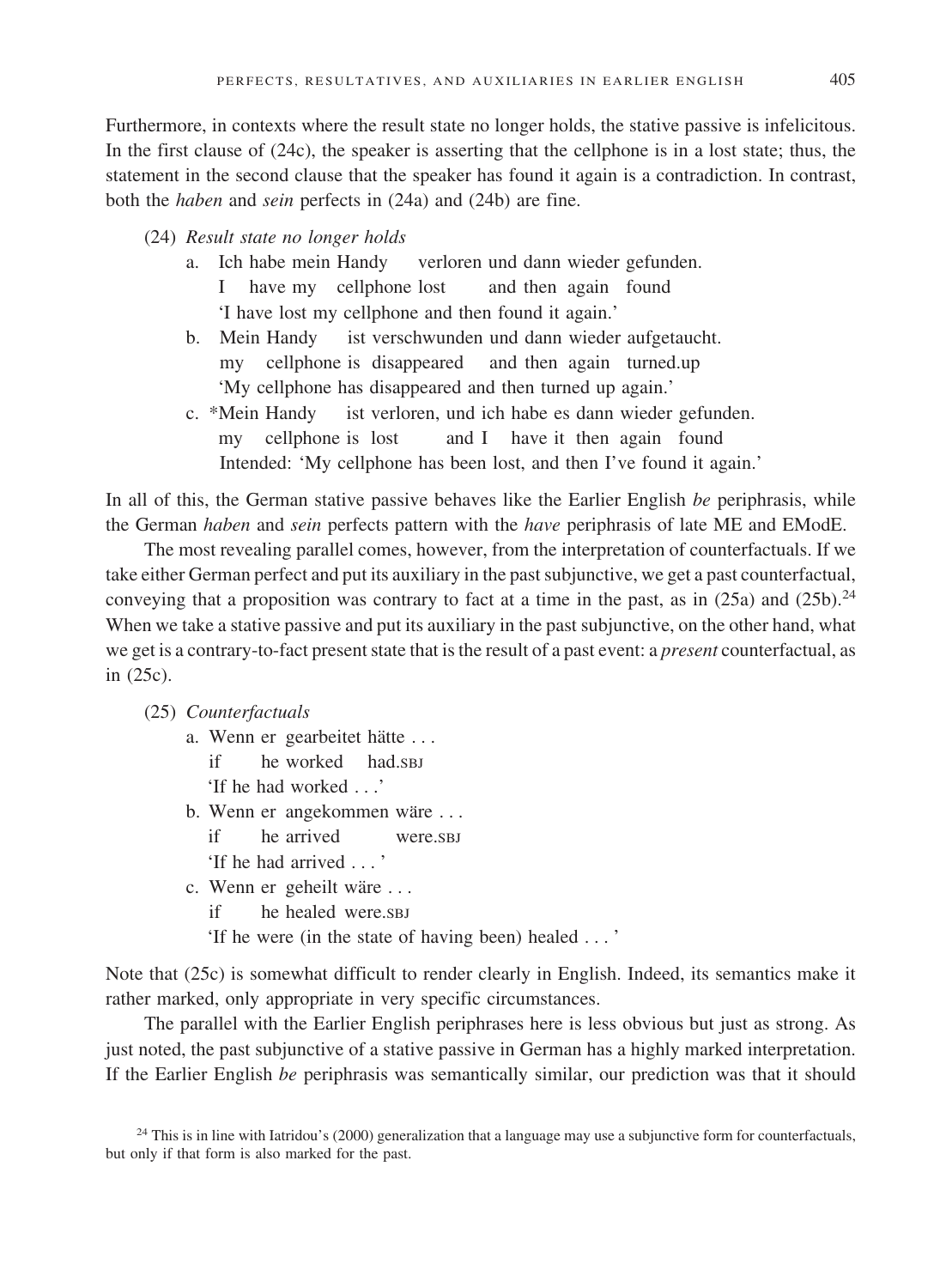Furthermore, in contexts where the result state no longer holds, the stative passive is infelicitous. In the first clause of (24c), the speaker is asserting that the cellphone is in a lost state; thus, the statement in the second clause that the speaker has found it again is a contradiction. In contrast, both the *haben* and *sein* perfects in (24a) and (24b) are fine.

(24) *Result state no longer holds*

a. Ich habe mein Handy verloren und dann wieder gefunden.
   I have my cellphone lost and then again found
   'I have lost my cellphone and then found it again.'

b. Mein Handy ist verschwunden und dann wieder aufgetaucht.
   my cellphone is disappeared and then again turned.up
   'My cellphone has disappeared and then turned up again.'

c. *Mein Handy ist verloren, und ich habe es dann wieder gefunden.
   my cellphone is lost and I have it then again found
   Intended: 'My cellphone has been lost, and then I've found it again.'

In all of this, the German stative passive behaves like the Earlier English *be* periphrasis, while the German *haben* and *sein* perfects pattern with the *have* periphrasis of late ME and EModE.

The most revealing parallel comes, however, from the interpretation of counterfactuals. If we take either German perfect and put its auxiliary in the past subjunctive, we get a past counterfactual, conveying that a proposition was contrary to fact at a time in the past, as in (25a) and (25b).[24] When we take a stative passive and put its auxiliary in the past subjunctive, on the other hand, what we get is a contrary-to-fact present state that is the result of a past event: a *present* counterfactual, as in (25c).

(25) *Counterfactuals*

a. Wenn er gearbeitet hätte . . .
   if he worked had.SBJ
   'If he had worked . . .'

b. Wenn er angekommen wäre . . .
   if he arrived were.SBJ
   'If he had arrived . . . '

c. Wenn er geheilt wäre . . .
   if he healed were.SBJ
   'If he were (in the state of having been) healed . . . '

Note that (25c) is somewhat difficult to render clearly in English. Indeed, its semantics make it rather marked, only appropriate in very specific circumstances.

The parallel with the Earlier English periphrases here is less obvious but just as strong. As just noted, the past subjunctive of a stative passive in German has a highly marked interpretation. If the Earlier English *be* periphrasis was semantically similar, our prediction was that it should

[24] This is in line with Iatridou's (2000) generalization that a language may use a subjunctive form for counterfactuals, but only if that form is also marked for the past.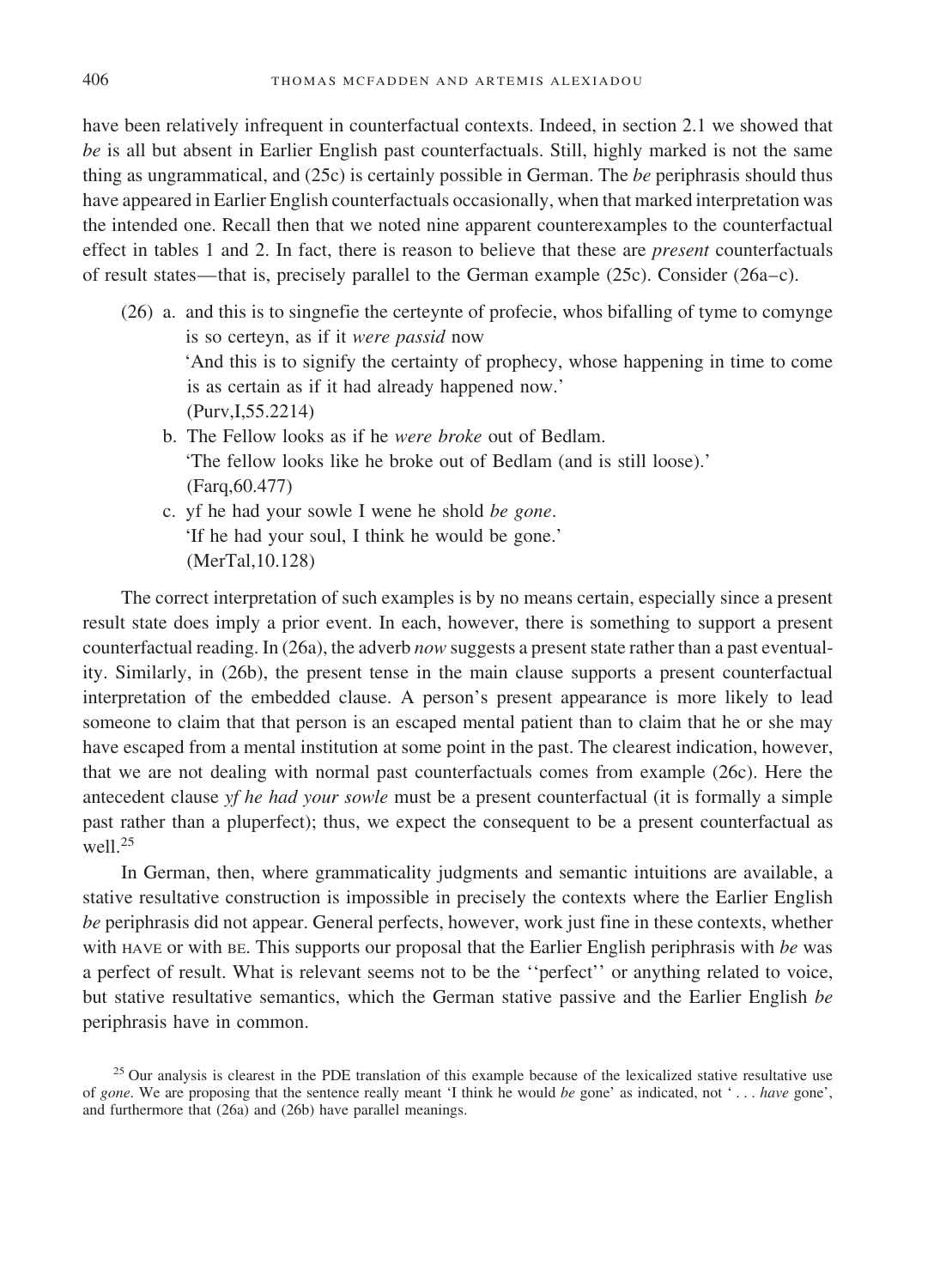have been relatively infrequent in counterfactual contexts. Indeed, in section 2.1 we showed that *be* is all but absent in Earlier English past counterfactuals. Still, highly marked is not the same thing as ungrammatical, and (25c) is certainly possible in German. The *be* periphrasis should thus have appeared in Earlier English counterfactuals occasionally, when that marked interpretation was the intended one. Recall then that we noted nine apparent counterexamples to the counterfactual effect in tables 1 and 2. In fact, there is reason to believe that these are *present* counterfactuals of result states—that is, precisely parallel to the German example (25c). Consider (26a–c).

(26) a. and this is to singnefie the certeynte of profecie, whos bifalling of tyme to comynge is so certeyn, as if it *were passid* now
'And this is to signify the certainty of prophecy, whose happening in time to come is as certain as if it had already happened now.'
(Purv,I,55.2214)

b. The Fellow looks as if he *were broke* out of Bedlam.
'The fellow looks like he broke out of Bedlam (and is still loose).'
(Farq,60.477)

c. yf he had your sowle I wene he shold *be gone*.
'If he had your soul, I think he would be gone.'
(MerTal,10.128)

The correct interpretation of such examples is by no means certain, especially since a present result state does imply a prior event. In each, however, there is something to support a present counterfactual reading. In (26a), the adverb *now* suggests a present state rather than a past eventuality. Similarly, in (26b), the present tense in the main clause supports a present counterfactual interpretation of the embedded clause. A person's present appearance is more likely to lead someone to claim that that person is an escaped mental patient than to claim that he or she may have escaped from a mental institution at some point in the past. The clearest indication, however, that we are not dealing with normal past counterfactuals comes from example (26c). Here the antecedent clause *yf he had your sowle* must be a present counterfactual (it is formally a simple past rather than a pluperfect); thus, we expect the consequent to be a present counterfactual as well.[25]

In German, then, where grammaticality judgments and semantic intuitions are available, a stative resultative construction is impossible in precisely the contexts where the Earlier English *be* periphrasis did not appear. General perfects, however, work just fine in these contexts, whether with HAVE or with BE. This supports our proposal that the Earlier English periphrasis with *be* was a perfect of result. What is relevant seems not to be the ''perfect'' or anything related to voice, but stative resultative semantics, which the German stative passive and the Earlier English *be* periphrasis have in common.

[25] Our analysis is clearest in the PDE translation of this example because of the lexicalized stative resultative use of *gone*. We are proposing that the sentence really meant 'I think he would *be* gone' as indicated, not ' . . . *have* gone', and furthermore that (26a) and (26b) have parallel meanings.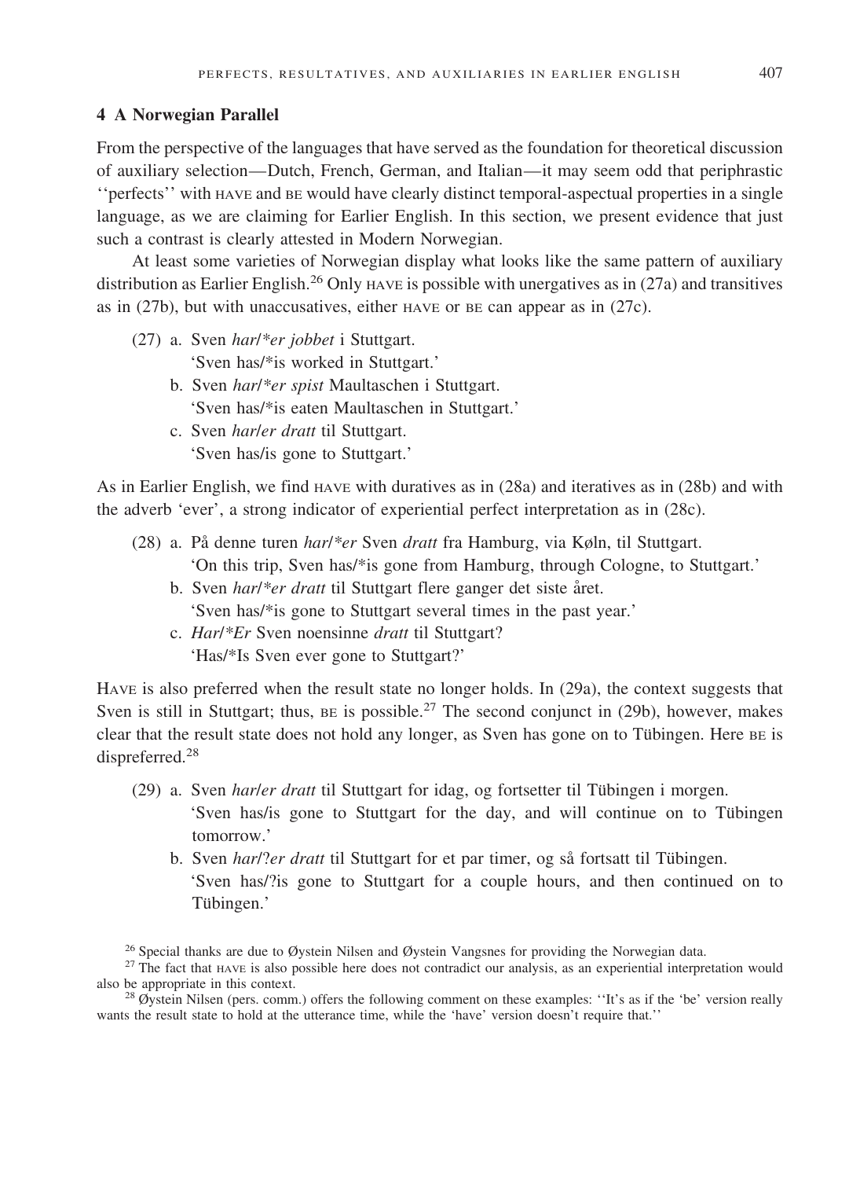## 4 A Norwegian Parallel

From the perspective of the languages that have served as the foundation for theoretical discussion of auxiliary selection—Dutch, French, German, and Italian—it may seem odd that periphrastic ''perfects'' with HAVE and BE would have clearly distinct temporal-aspectual properties in a single language, as we are claiming for Earlier English. In this section, we present evidence that just such a contrast is clearly attested in Modern Norwegian.

At least some varieties of Norwegian display what looks like the same pattern of auxiliary distribution as Earlier English.[26] Only HAVE is possible with unergatives as in (27a) and transitives as in (27b), but with unaccusatives, either HAVE or BE can appear as in (27c).

(27) a. Sven *har*/*\*er jobbet* i Stuttgart.
 'Sven has/*is worked in Stuttgart.'

 b. Sven *har*/*\*er spist* Maultaschen i Stuttgart.
 'Sven has/*is eaten Maultaschen in Stuttgart.'

 c. Sven *har*/*er dratt* til Stuttgart.
 'Sven has/is gone to Stuttgart.'

As in Earlier English, we find HAVE with duratives as in (28a) and iteratives as in (28b) and with the adverb 'ever', a strong indicator of experiential perfect interpretation as in (28c).

(28) a. På denne turen *har*/*\*er* Sven *dratt* fra Hamburg, via Køln, til Stuttgart.
 'On this trip, Sven has/*is gone from Hamburg, through Cologne, to Stuttgart.'

 b. Sven *har*/*\*er dratt* til Stuttgart flere ganger det siste året.
 'Sven has/*is gone to Stuttgart several times in the past year.'

 c. *Har*/*\*Er* Sven noensinne *dratt* til Stuttgart?
 'Has/*Is Sven ever gone to Stuttgart?'

HAVE is also preferred when the result state no longer holds. In (29a), the context suggests that Sven is still in Stuttgart; thus, BE is possible.[27] The second conjunct in (29b), however, makes clear that the result state does not hold any longer, as Sven has gone on to Tübingen. Here BE is dispreferred.[28]

(29) a. Sven *har*/*er dratt* til Stuttgart for idag, og fortsetter til Tübingen i morgen.
 'Sven has/is gone to Stuttgart for the day, and will continue on to Tübingen tomorrow.'

 b. Sven *har*/?*er dratt* til Stuttgart for et par timer, og så fortsatt til Tübingen.
 'Sven has/?is gone to Stuttgart for a couple hours, and then continued on to Tübingen.'

[26] Special thanks are due to Øystein Nilsen and Øystein Vangsnes for providing the Norwegian data.

[27] The fact that HAVE is also possible here does not contradict our analysis, as an experiential interpretation would also be appropriate in this context.

[28] Øystein Nilsen (pers. comm.) offers the following comment on these examples: ''It's as if the 'be' version really wants the result state to hold at the utterance time, while the 'have' version doesn't require that.''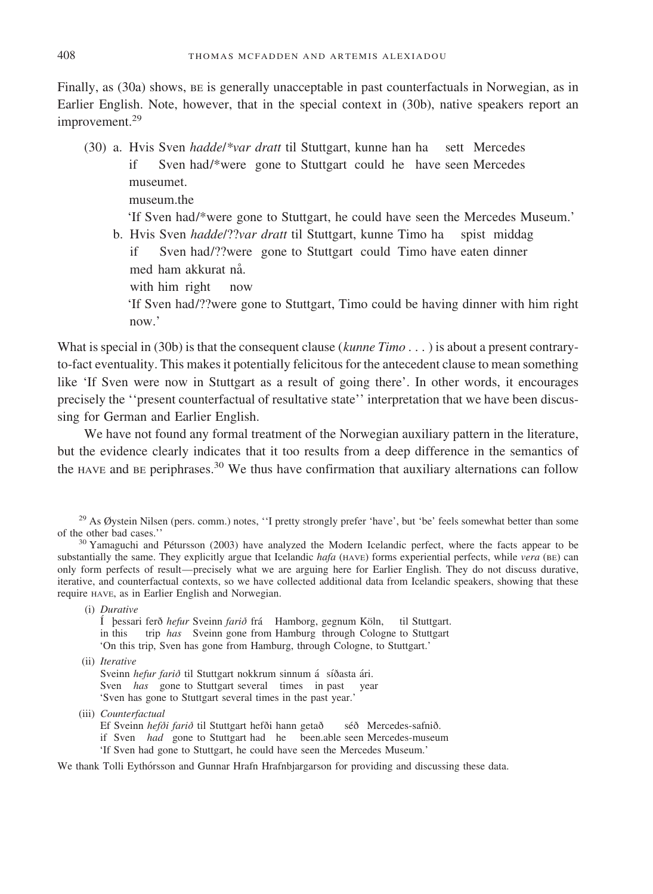Finally, as (30a) shows, BE is generally unacceptable in past counterfactuals in Norwegian, as in Earlier English. Note, however, that in the special context in (30b), native speakers report an improvement.[29]

(30) a. Hvis Sven *hadde/\*var dratt* til Stuttgart, kunne han ha sett Mercedes museumet.
   if Sven had/\*were gone to Stuttgart could he have seen Mercedes museum.the
   'If Sven had/\*were gone to Stuttgart, he could have seen the Mercedes Museum.'

b. Hvis Sven *hadde/??var dratt* til Stuttgart, kunne Timo ha spist middag med ham akkurat nå.
   if Sven had/??were gone to Stuttgart could Timo have eaten dinner with him right now
   'If Sven had/??were gone to Stuttgart, Timo could be having dinner with him right now.'

What is special in (30b) is that the consequent clause (*kunne Timo . . .*) is about a present contrary-to-fact eventuality. This makes it potentially felicitous for the antecedent clause to mean something like 'If Sven were now in Stuttgart as a result of going there'. In other words, it encourages precisely the ''present counterfactual of resultative state'' interpretation that we have been discussing for German and Earlier English.

We have not found any formal treatment of the Norwegian auxiliary pattern in the literature, but the evidence clearly indicates that it too results from a deep difference in the semantics of the HAVE and BE periphrases.[30] We thus have confirmation that auxiliary alternations can follow

[29] As Øystein Nilsen (pers. comm.) notes, ''I pretty strongly prefer 'have', but 'be' feels somewhat better than some of the other bad cases.''

[30] Yamaguchi and Pétursson (2003) have analyzed the Modern Icelandic perfect, where the facts appear to be substantially the same. They explicitly argue that Icelandic *hafa* (HAVE) forms experiential perfects, while *vera* (BE) can only form perfects of result—precisely what we are arguing here for Earlier English. They do not discuss durative, iterative, and counterfactual contexts, so we have collected additional data from Icelandic speakers, showing that these require HAVE, as in Earlier English and Norwegian.

(i) *Durative*
   Í þessari ferð *hefur* Sveinn *farið* frá Hamborg, gegnum Köln, til Stuttgart.
   in this trip *has* Sveinn gone from Hamburg through Cologne to Stuttgart
   'On this trip, Sven has gone from Hamburg, through Cologne, to Stuttgart.'

(ii) *Iterative*
   Sveinn *hefur farið* til Stuttgart nokkrum sinnum á síðasta ári.
   Sven *has* gone to Stuttgart several times in past year
   'Sven has gone to Stuttgart several times in the past year.'

(iii) *Counterfactual*
   Ef Sveinn *hefði farið* til Stuttgart hefði hann getað séð Mercedes-safnið.
   if Sven *had* gone to Stuttgart had he been.able seen Mercedes-museum
   'If Sven had gone to Stuttgart, he could have seen the Mercedes Museum.'

We thank Tolli Eythórsson and Gunnar Hrafn Hrafnbjargarson for providing and discussing these data.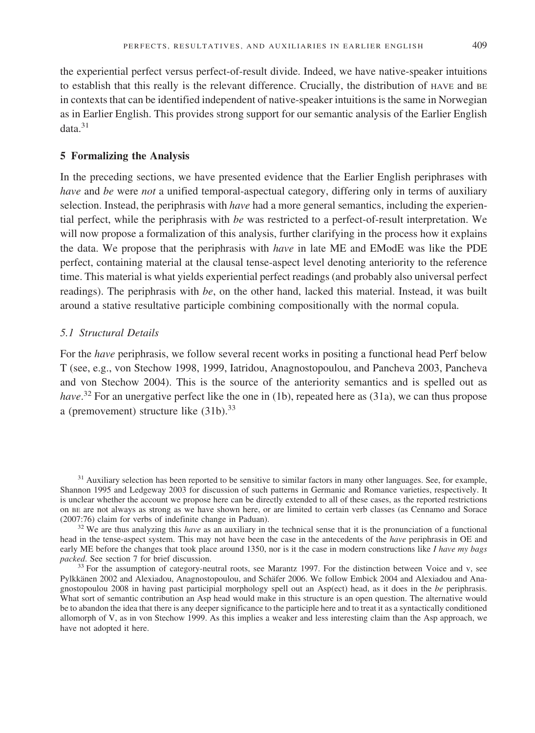the experiential perfect versus perfect-of-result divide. Indeed, we have native-speaker intuitions to establish that this really is the relevant difference. Crucially, the distribution of HAVE and BE in contexts that can be identified independent of native-speaker intuitions is the same in Norwegian as in Earlier English. This provides strong support for our semantic analysis of the Earlier English data.[31]

## 5 Formalizing the Analysis

In the preceding sections, we have presented evidence that the Earlier English periphrases with *have* and *be* were *not* a unified temporal-aspectual category, differing only in terms of auxiliary selection. Instead, the periphrasis with *have* had a more general semantics, including the experiential perfect, while the periphrasis with *be* was restricted to a perfect-of-result interpretation. We will now propose a formalization of this analysis, further clarifying in the process how it explains the data. We propose that the periphrasis with *have* in late ME and EModE was like the PDE perfect, containing material at the clausal tense-aspect level denoting anteriority to the reference time. This material is what yields experiential perfect readings (and probably also universal perfect readings). The periphrasis with *be*, on the other hand, lacked this material. Instead, it was built around a stative resultative participle combining compositionally with the normal copula.

### *5.1 Structural Details*

For the *have* periphrasis, we follow several recent works in positing a functional head Perf below T (see, e.g., von Stechow 1998, 1999, Iatridou, Anagnostopoulou, and Pancheva 2003, Pancheva and von Stechow 2004). This is the source of the anteriority semantics and is spelled out as *have*.[32] For an unergative perfect like the one in (1b), repeated here as (31a), we can thus propose a (premovement) structure like (31b).[33]

[31] Auxiliary selection has been reported to be sensitive to similar factors in many other languages. See, for example, Shannon 1995 and Ledgeway 2003 for discussion of such patterns in Germanic and Romance varieties, respectively. It is unclear whether the account we propose here can be directly extended to all of these cases, as the reported restrictions on BE are not always as strong as we have shown here, or are limited to certain verb classes (as Cennamo and Sorace (2007:76) claim for verbs of indefinite change in Paduan).

[32] We are thus analyzing this *have* as an auxiliary in the technical sense that it is the pronunciation of a functional head in the tense-aspect system. This may not have been the case in the antecedents of the *have* periphrasis in OE and early ME before the changes that took place around 1350, nor is it the case in modern constructions like *I have my bags packed*. See section 7 for brief discussion.

[33] For the assumption of category-neutral roots, see Marantz 1997. For the distinction between Voice and v, see Pylkkänen 2002 and Alexiadou, Anagnostopoulou, and Schäfer 2006. We follow Embick 2004 and Alexiadou and Anagnostopoulou 2008 in having past participial morphology spell out an Asp(ect) head, as it does in the *be* periphrasis. What sort of semantic contribution an Asp head would make in this structure is an open question. The alternative would be to abandon the idea that there is any deeper significance to the participle here and to treat it as a syntactically conditioned allomorph of V, as in von Stechow 1999. As this implies a weaker and less interesting claim than the Asp approach, we have not adopted it here.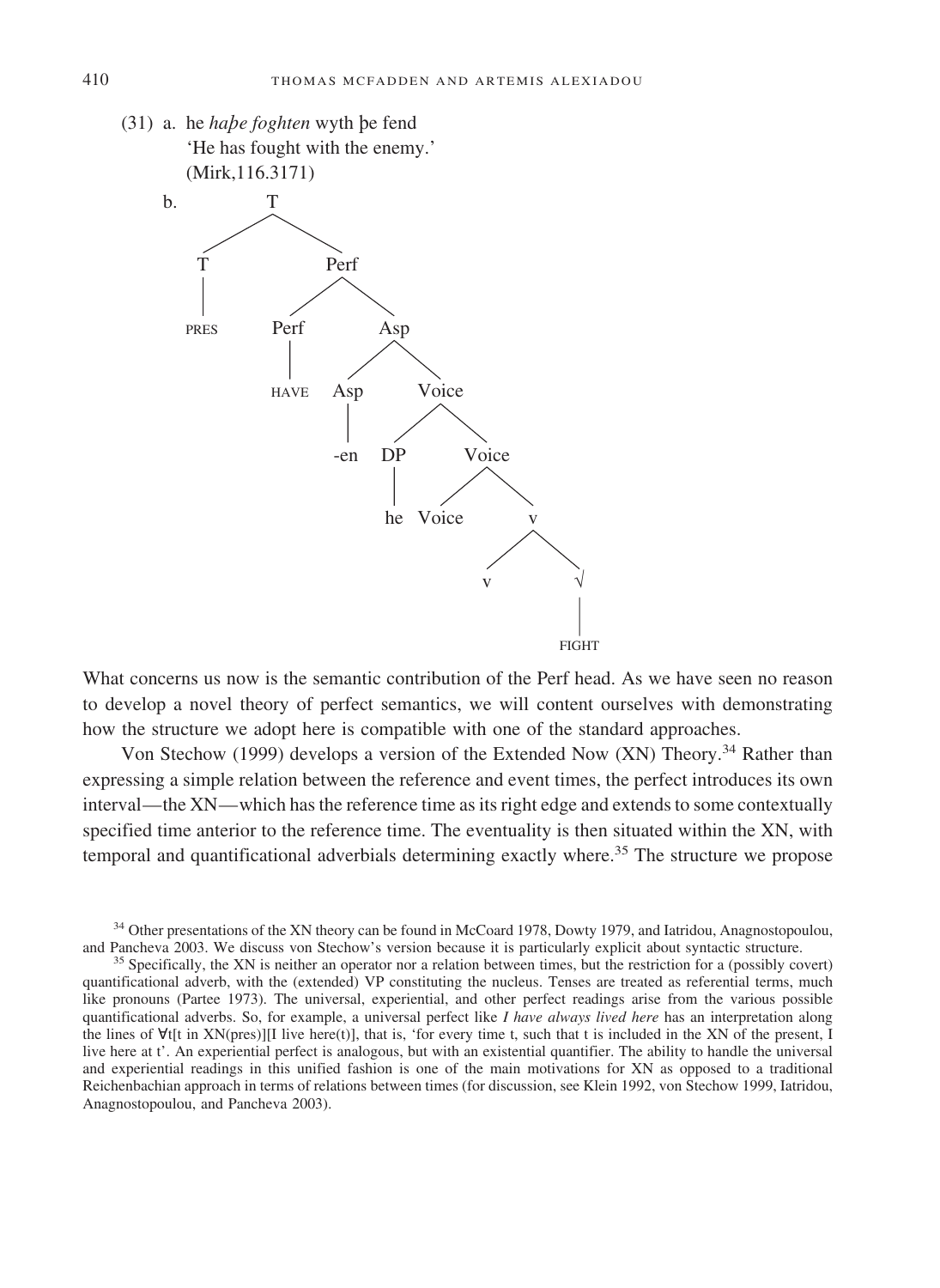(31) a. he *haþe foghten* wyth þe fend
'He has fought with the enemy.'
(Mirk,116.3171)

b.
```
[T [T PRES] [Perf [Perf HAVE] [Asp [Asp -en] [Voice [DP he] [Voice [Voice] [v [v] [√ FIGHT]]]]]]]
```

What concerns us now is the semantic contribution of the Perf head. As we have seen no reason to develop a novel theory of perfect semantics, we will content ourselves with demonstrating how the structure we adopt here is compatible with one of the standard approaches.

Von Stechow (1999) develops a version of the Extended Now (XN) Theory.[34] Rather than expressing a simple relation between the reference and event times, the perfect introduces its own interval—the XN—which has the reference time as its right edge and extends to some contextually specified time anterior to the reference time. The eventuality is then situated within the XN, with temporal and quantificational adverbials determining exactly where.[35] The structure we propose

[34] Other presentations of the XN theory can be found in McCoard 1978, Dowty 1979, and Iatridou, Anagnostopoulou, and Pancheva 2003. We discuss von Stechow's version because it is particularly explicit about syntactic structure.

[35] Specifically, the XN is neither an operator nor a relation between times, but the restriction for a (possibly covert) quantificational adverb, with the (extended) VP constituting the nucleus. Tenses are treated as referential terms, much like pronouns (Partee 1973). The universal, experiential, and other perfect readings arise from the various possible quantificational adverbs. So, for example, a universal perfect like *I have always lived here* has an interpretation along the lines of ∀t[t in XN(pres)][I live here(t)], that is, 'for every time t, such that t is included in the XN of the present, I live here at t'. An experiential perfect is analogous, but with an existential quantifier. The ability to handle the universal and experiential readings in this unified fashion is one of the main motivations for XN as opposed to a traditional Reichenbachian approach in terms of relations between times (for discussion, see Klein 1992, von Stechow 1999, Iatridou, Anagnostopoulou, and Pancheva 2003).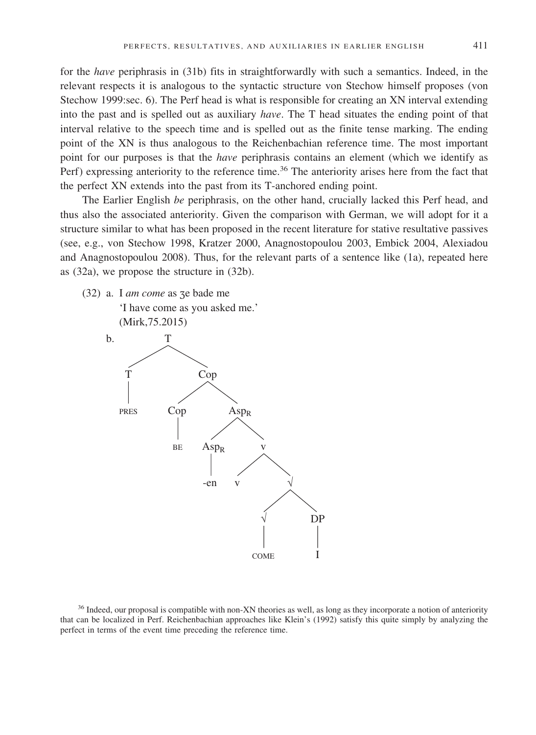for the *have* periphrasis in (31b) fits in straightforwardly with such a semantics. Indeed, in the relevant respects it is analogous to the syntactic structure von Stechow himself proposes (von Stechow 1999:sec. 6). The Perf head is what is responsible for creating an XN interval extending into the past and is spelled out as auxiliary *have*. The T head situates the ending point of that interval relative to the speech time and is spelled out as the finite tense marking. The ending point of the XN is thus analogous to the Reichenbachian reference time. The most important point for our purposes is that the *have* periphrasis contains an element (which we identify as Perf) expressing anteriority to the reference time.[36] The anteriority arises here from the fact that the perfect XN extends into the past from its T-anchored ending point.

The Earlier English *be* periphrasis, on the other hand, crucially lacked this Perf head, and thus also the associated anteriority. Given the comparison with German, we will adopt for it a structure similar to what has been proposed in the recent literature for stative resultative passives (see, e.g., von Stechow 1998, Kratzer 2000, Anagnostopoulou 2003, Embick 2004, Alexiadou and Anagnostopoulou 2008). Thus, for the relevant parts of a sentence like (1a), repeated here as (32a), we propose the structure in (32b).

(32) a. I *am come* as ȝe bade me
   'I have come as you asked me.'
   (Mirk,75.2015)

b.
```
[T [T PRES] [Cop [Cop BE] [Asp_R [Asp_R -en] [v [v] [√ [√ COME] [DP I]]]]]]
```

[36] Indeed, our proposal is compatible with non-XN theories as well, as long as they incorporate a notion of anteriority that can be localized in Perf. Reichenbachian approaches like Klein's (1992) satisfy this quite simply by analyzing the perfect in terms of the event time preceding the reference time.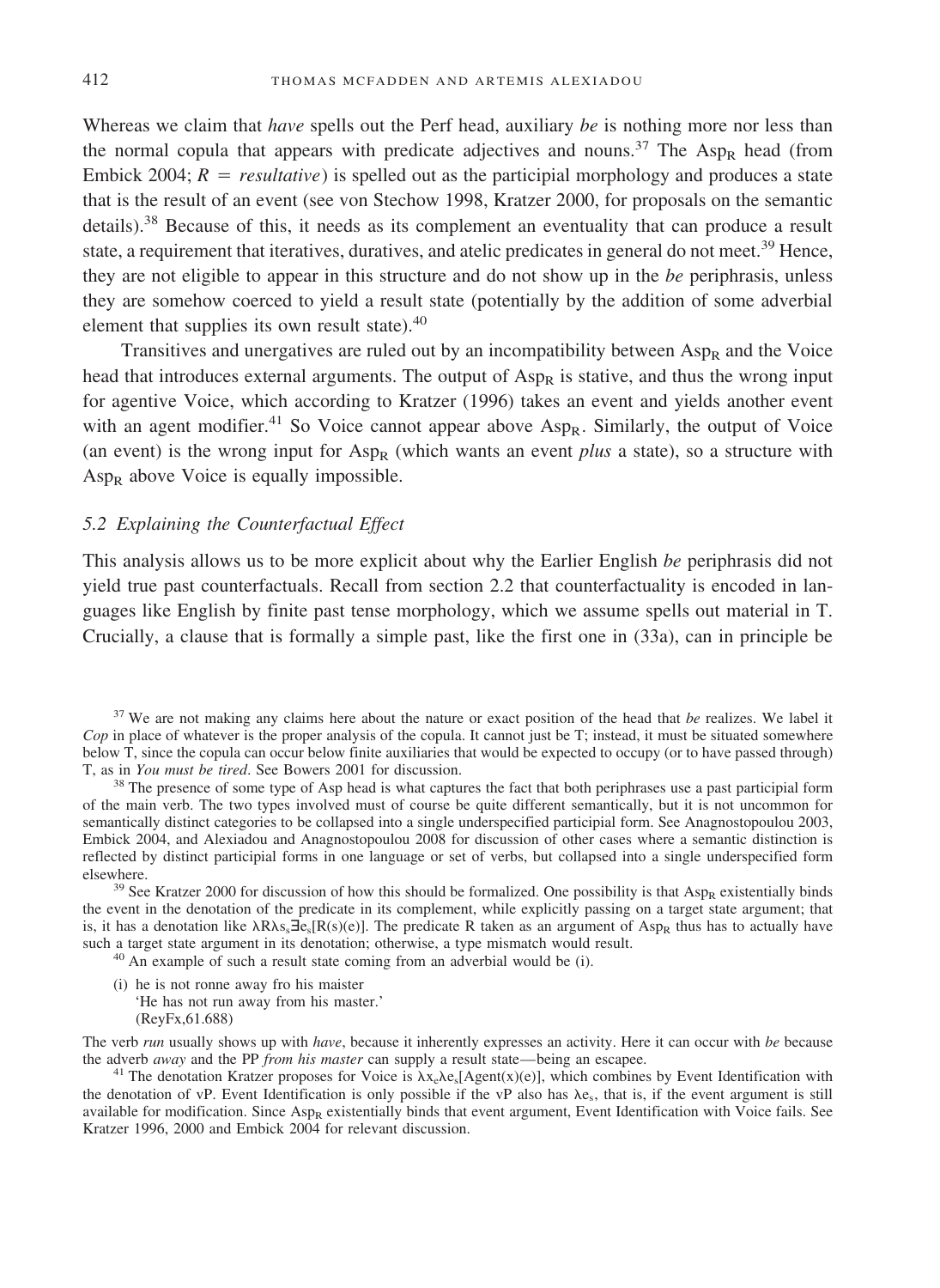Whereas we claim that *have* spells out the Perf head, auxiliary *be* is nothing more nor less than the normal copula that appears with predicate adjectives and nouns.[37] The $Asp_R$ head (from Embick 2004; $R$ = *resultative*) is spelled out as the participial morphology and produces a state that is the result of an event (see von Stechow 1998, Kratzer 2000, for proposals on the semantic details).[38] Because of this, it needs as its complement an eventuality that can produce a result state, a requirement that iteratives, duratives, and atelic predicates in general do not meet.[39] Hence, they are not eligible to appear in this structure and do not show up in the *be* periphrasis, unless they are somehow coerced to yield a result state (potentially by the addition of some adverbial element that supplies its own result state).[40]

Transitives and unergatives are ruled out by an incompatibility between $Asp_R$ and the Voice head that introduces external arguments. The output of $Asp_R$ is stative, and thus the wrong input for agentive Voice, which according to Kratzer (1996) takes an event and yields another event with an agent modifier.[41] So Voice cannot appear above $Asp_R$. Similarly, the output of Voice (an event) is the wrong input for $Asp_R$ (which wants an event *plus* a state), so a structure with $Asp_R$ above Voice is equally impossible.

### *5.2 Explaining the Counterfactual Effect*

This analysis allows us to be more explicit about why the Earlier English *be* periphrasis did not yield true past counterfactuals. Recall from section 2.2 that counterfactuality is encoded in languages like English by finite past tense morphology, which we assume spells out material in T. Crucially, a clause that is formally a simple past, like the first one in (33a), can in principle be

---

[37] We are not making any claims here about the nature or exact position of the head that *be* realizes. We label it *Cop* in place of whatever is the proper analysis of the copula. It cannot just be T; instead, it must be situated somewhere below T, since the copula can occur below finite auxiliaries that would be expected to occupy (or to have passed through) T, as in *You must be tired*. See Bowers 2001 for discussion.

[38] The presence of some type of Asp head is what captures the fact that both periphrases use a past participial form of the main verb. The two types involved must of course be quite different semantically, but it is not uncommon for semantically distinct categories to be collapsed into a single underspecified participial form. See Anagnostopoulou 2003, Embick 2004, and Alexiadou and Anagnostopoulou 2008 for discussion of other cases where a semantic distinction is reflected by distinct participial forms in one language or set of verbs, but collapsed into a single underspecified form elsewhere.

[39] See Kratzer 2000 for discussion of how this should be formalized. One possibility is that $Asp_R$ existentially binds the event in the denotation of the predicate in its complement, while explicitly passing on a target state argument; that is, it has a denotation like $\lambda R \lambda s_s \exists e_s[R(s)(e)]$. The predicate R taken as an argument of $Asp_R$ thus has to actually have such a target state argument in its denotation; otherwise, a type mismatch would result.

[40] An example of such a result state coming from an adverbial would be (i).

(i) he is not ronne away fro his maister
  'He has not run away from his master.'
  (ReyFx,61.688)

The verb *run* usually shows up with *have*, because it inherently expresses an activity. Here it can occur with *be* because the adverb *away* and the PP *from his master* can supply a result state—being an escapee.

[41] The denotation Kratzer proposes for Voice is $\lambda x_e \lambda e_s[\text{Agent}(x)(e)]$, which combines by Event Identification with the denotation of vP. Event Identification is only possible if the vP also has $\lambda e_s$, that is, if the event argument is still available for modification. Since $Asp_R$ existentially binds that event argument, Event Identification with Voice fails. See Kratzer 1996, 2000 and Embick 2004 for relevant discussion.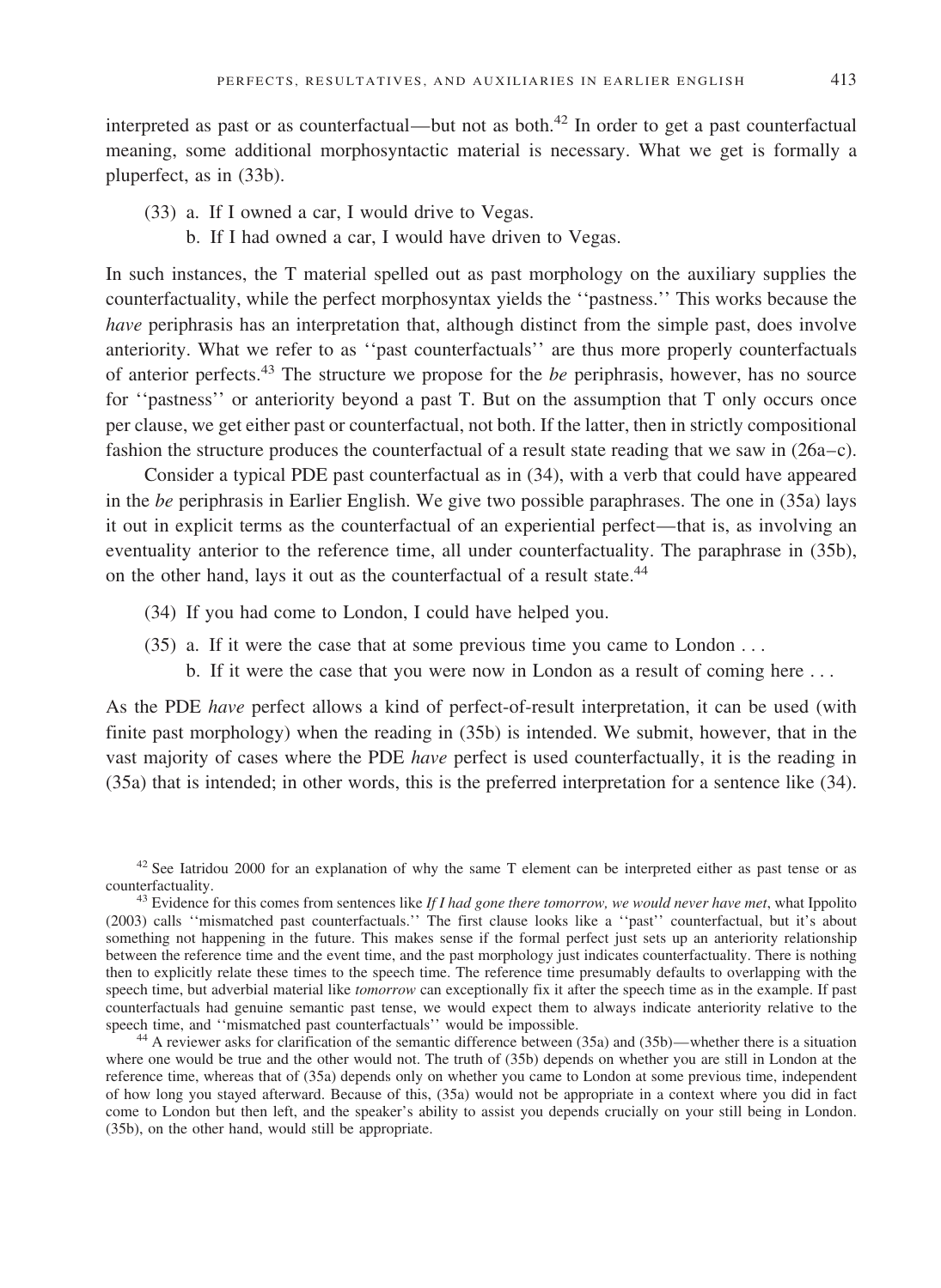interpreted as past or as counterfactual—but not as both.[42] In order to get a past counterfactual meaning, some additional morphosyntactic material is necessary. What we get is formally a pluperfect, as in (33b).

(33) a. If I owned a car, I would drive to Vegas.
 b. If I had owned a car, I would have driven to Vegas.

In such instances, the T material spelled out as past morphology on the auxiliary supplies the counterfactuality, while the perfect morphosyntax yields the ''pastness.'' This works because the *have* periphrasis has an interpretation that, although distinct from the simple past, does involve anteriority. What we refer to as ''past counterfactuals'' are thus more properly counterfactuals of anterior perfects.[43] The structure we propose for the *be* periphrasis, however, has no source for ''pastness'' or anteriority beyond a past T. But on the assumption that T only occurs once per clause, we get either past or counterfactual, not both. If the latter, then in strictly compositional fashion the structure produces the counterfactual of a result state reading that we saw in (26a–c).

Consider a typical PDE past counterfactual as in (34), with a verb that could have appeared in the *be* periphrasis in Earlier English. We give two possible paraphrases. The one in (35a) lays it out in explicit terms as the counterfactual of an experiential perfect—that is, as involving an eventuality anterior to the reference time, all under counterfactuality. The paraphrase in (35b), on the other hand, lays it out as the counterfactual of a result state.[44]

(34) If you had come to London, I could have helped you.

(35) a. If it were the case that at some previous time you came to London . . .
 b. If it were the case that you were now in London as a result of coming here . . .

As the PDE *have* perfect allows a kind of perfect-of-result interpretation, it can be used (with finite past morphology) when the reading in (35b) is intended. We submit, however, that in the vast majority of cases where the PDE *have* perfect is used counterfactually, it is the reading in (35a) that is intended; in other words, this is the preferred interpretation for a sentence like (34).

[42] See Iatridou 2000 for an explanation of why the same T element can be interpreted either as past tense or as counterfactuality.

[43] Evidence for this comes from sentences like *If I had gone there tomorrow, we would never have met*, what Ippolito (2003) calls ''mismatched past counterfactuals.'' The first clause looks like a ''past'' counterfactual, but it's about something not happening in the future. This makes sense if the formal perfect just sets up an anteriority relationship between the reference time and the event time, and the past morphology just indicates counterfactuality. There is nothing then to explicitly relate these times to the speech time. The reference time presumably defaults to overlapping with the speech time, but adverbial material like *tomorrow* can exceptionally fix it after the speech time as in the example. If past counterfactuals had genuine semantic past tense, we would expect them to always indicate anteriority relative to the speech time, and ''mismatched past counterfactuals'' would be impossible.

[44] A reviewer asks for clarification of the semantic difference between (35a) and (35b)—whether there is a situation where one would be true and the other would not. The truth of (35b) depends on whether you are still in London at the reference time, whereas that of (35a) depends only on whether you came to London at some previous time, independent of how long you stayed afterward. Because of this, (35a) would not be appropriate in a context where you did in fact come to London but then left, and the speaker's ability to assist you depends crucially on your still being in London. (35b), on the other hand, would still be appropriate.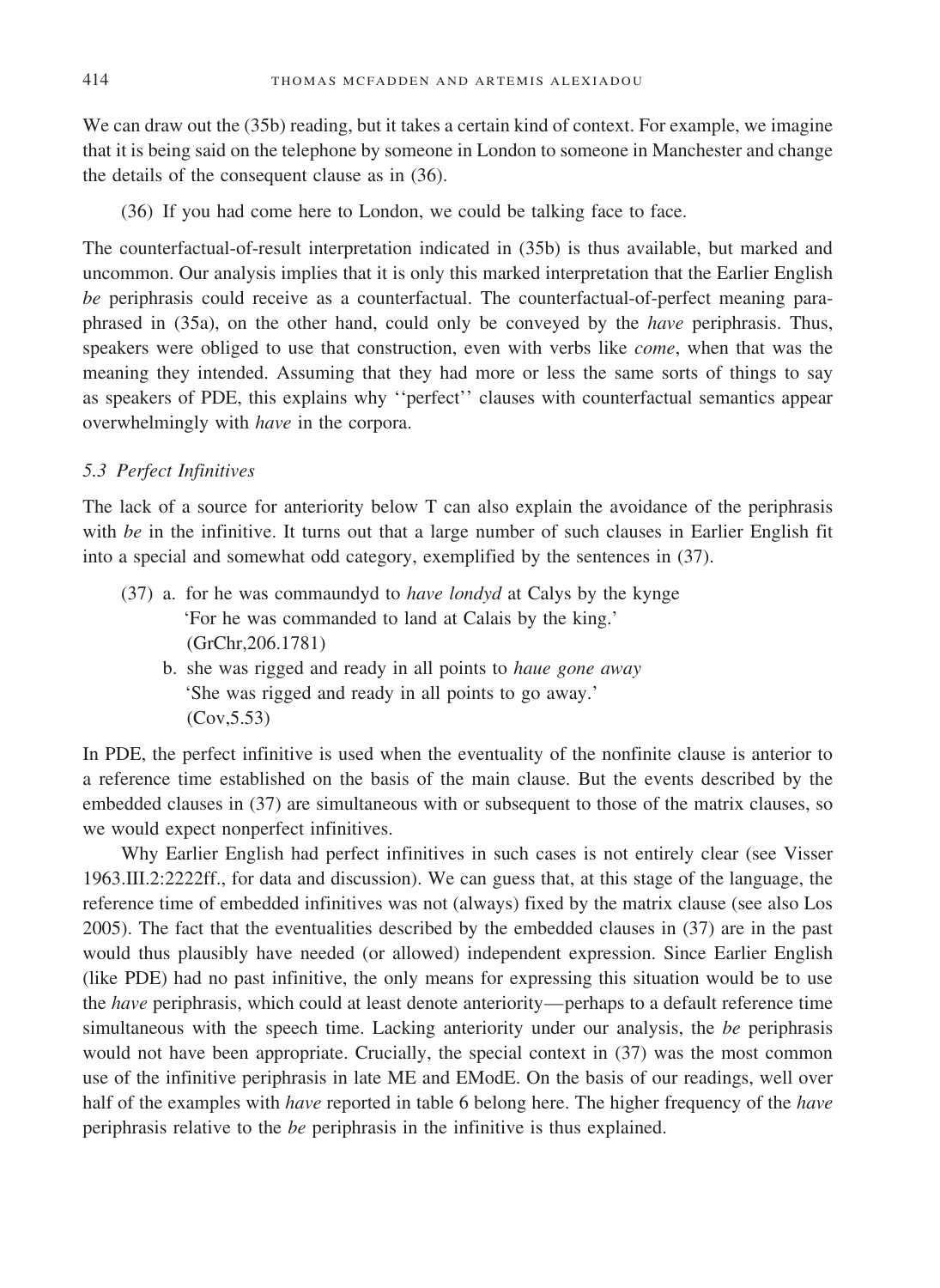We can draw out the (35b) reading, but it takes a certain kind of context. For example, we imagine that it is being said on the telephone by someone in London to someone in Manchester and change the details of the consequent clause as in (36).

(36) If you had come here to London, we could be talking face to face.

The counterfactual-of-result interpretation indicated in (35b) is thus available, but marked and uncommon. Our analysis implies that it is only this marked interpretation that the Earlier English *be* periphrasis could receive as a counterfactual. The counterfactual-of-perfect meaning paraphrased in (35a), on the other hand, could only be conveyed by the *have* periphrasis. Thus, speakers were obliged to use that construction, even with verbs like *come*, when that was the meaning they intended. Assuming that they had more or less the same sorts of things to say as speakers of PDE, this explains why ''perfect'' clauses with counterfactual semantics appear overwhelmingly with *have* in the corpora.

### *5.3 Perfect Infinitives*

The lack of a source for anteriority below T can also explain the avoidance of the periphrasis with *be* in the infinitive. It turns out that a large number of such clauses in Earlier English fit into a special and somewhat odd category, exemplified by the sentences in (37).

(37) a. for he was commaundyd to *have londyd* at Calys by the kynge
'For he was commanded to land at Calais by the king.'
(GrChr,206.1781)

b. she was rigged and ready in all points to *haue gone away*
'She was rigged and ready in all points to go away.'
(Cov,5.53)

In PDE, the perfect infinitive is used when the eventuality of the nonfinite clause is anterior to a reference time established on the basis of the main clause. But the events described by the embedded clauses in (37) are simultaneous with or subsequent to those of the matrix clauses, so we would expect nonperfect infinitives.

Why Earlier English had perfect infinitives in such cases is not entirely clear (see Visser 1963.III.2:2222ff., for data and discussion). We can guess that, at this stage of the language, the reference time of embedded infinitives was not (always) fixed by the matrix clause (see also Los 2005). The fact that the eventualities described by the embedded clauses in (37) are in the past would thus plausibly have needed (or allowed) independent expression. Since Earlier English (like PDE) had no past infinitive, the only means for expressing this situation would be to use the *have* periphrasis, which could at least denote anteriority—perhaps to a default reference time simultaneous with the speech time. Lacking anteriority under our analysis, the *be* periphrasis would not have been appropriate. Crucially, the special context in (37) was the most common use of the infinitive periphrasis in late ME and EModE. On the basis of our readings, well over half of the examples with *have* reported in table 6 belong here. The higher frequency of the *have* periphrasis relative to the *be* periphrasis in the infinitive is thus explained.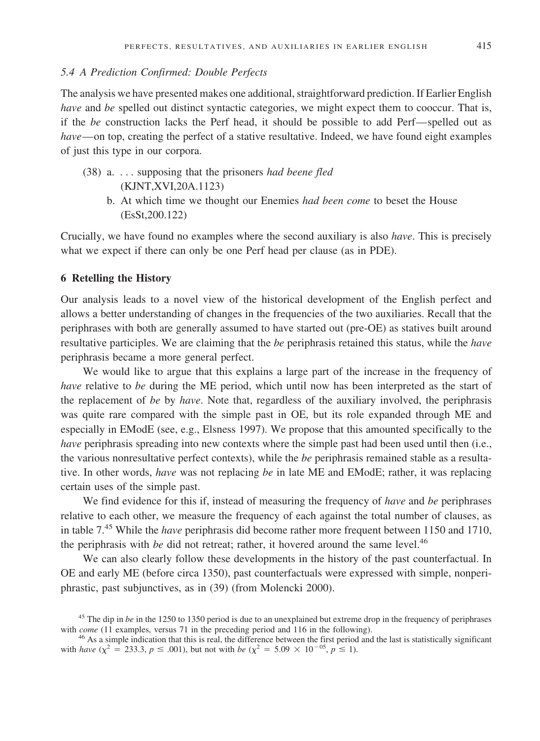### 5.4 A Prediction Confirmed: Double Perfects

The analysis we have presented makes one additional, straightforward prediction. If Earlier English *have* and *be* spelled out distinct syntactic categories, we might expect them to cooccur. That is, if the *be* construction lacks the Perf head, it should be possible to add Perf—spelled out as *have*—on top, creating the perfect of a stative resultative. Indeed, we have found eight examples of just this type in our corpora.

(38) a. . . . supposing that the prisoners *had beene fled*
(KJNT,XVI,20A.1123)

b. At which time we thought our Enemies *had been come* to beset the House
(EsSt,200.122)

Crucially, we have found no examples where the second auxiliary is also *have*. This is precisely what we expect if there can only be one Perf head per clause (as in PDE).

## 6 Retelling the History

Our analysis leads to a novel view of the historical development of the English perfect and allows a better understanding of changes in the frequencies of the two auxiliaries. Recall that the periphrases with both are generally assumed to have started out (pre-OE) as statives built around resultative participles. We are claiming that the *be* periphrasis retained this status, while the *have* periphrasis became a more general perfect.

We would like to argue that this explains a large part of the increase in the frequency of *have* relative to *be* during the ME period, which until now has been interpreted as the start of the replacement of *be* by *have*. Note that, regardless of the auxiliary involved, the periphrasis was quite rare compared with the simple past in OE, but its role expanded through ME and especially in EModE (see, e.g., Elsness 1997). We propose that this amounted specifically to the *have* periphrasis spreading into new contexts where the simple past had been used until then (i.e., the various nonresultative perfect contexts), while the *be* periphrasis remained stable as a resultative. In other words, *have* was not replacing *be* in late ME and EModE; rather, it was replacing certain uses of the simple past.

We find evidence for this if, instead of measuring the frequency of *have* and *be* periphrases relative to each other, we measure the frequency of each against the total number of clauses, as in table 7.[45] While the *have* periphrasis did become rather more frequent between 1150 and 1710, the periphrasis with *be* did not retreat; rather, it hovered around the same level.[46]

We can also clearly follow these developments in the history of the past counterfactual. In OE and early ME (before circa 1350), past counterfactuals were expressed with simple, nonperiphrastic, past subjunctives, as in (39) (from Molencki 2000).

[45] The dip in *be* in the 1250 to 1350 period is due to an unexplained but extreme drop in the frequency of periphrases with *come* (11 examples, versus 71 in the preceding period and 116 in the following).

[46] As a simple indication that this is real, the difference between the first period and the last is statistically significant with *have* ($\chi^2 = 233.3$, $p \leq .001$), but not with *be* ($\chi^2 = 5.09 \times 10^{-05}$, $p \leq 1$).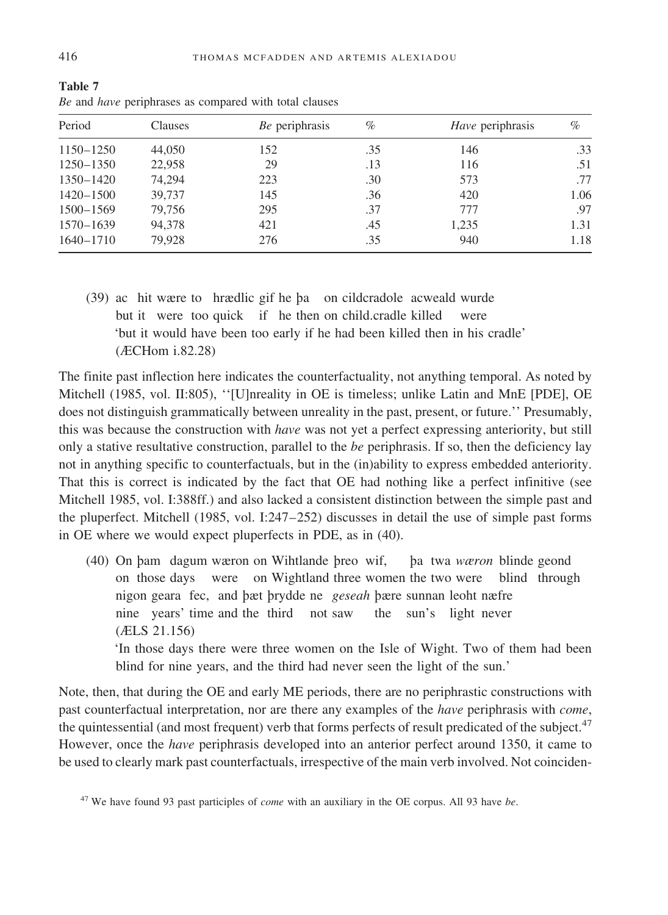**Table 7**
*Be* and *have* periphrases as compared with total clauses

| Period | Clauses | *Be* periphrasis | % | *Have* periphrasis | % |
|---|---|---|---|---|---|
| 1150–1250 | 44,050 | 152 | .35 | 146 | .33 |
| 1250–1350 | 22,958 | 29 | .13 | 116 | .51 |
| 1350–1420 | 74,294 | 223 | .30 | 573 | .77 |
| 1420–1500 | 39,737 | 145 | .36 | 420 | 1.06 |
| 1500–1569 | 79,756 | 295 | .37 | 777 | .97 |
| 1570–1639 | 94,378 | 421 | .45 | 1,235 | 1.31 |
| 1640–1710 | 79,928 | 276 | .35 | 940 | 1.18 |

(39) ac hit wære to hrædlic gif he þa on cildcradole acweald wurde
but it were too quick if he then on child.cradle killed were
'but it would have been too early if he had been killed then in his cradle'
(ÆCHom i.82.28)

The finite past inflection here indicates the counterfactuality, not anything temporal. As noted by Mitchell (1985, vol. II:805), ''[U]nreality in OE is timeless; unlike Latin and MnE [PDE], OE does not distinguish grammatically between unreality in the past, present, or future.'' Presumably, this was because the construction with *have* was not yet a perfect expressing anteriority, but still only a stative resultative construction, parallel to the *be* periphrasis. If so, then the deficiency lay not in anything specific to counterfactuals, but in the (in)ability to express embedded anteriority. That this is correct is indicated by the fact that OE had nothing like a perfect infinitive (see Mitchell 1985, vol. I:388ff.) and also lacked a consistent distinction between the simple past and the pluperfect. Mitchell (1985, vol. I:247–252) discusses in detail the use of simple past forms in OE where we would expect pluperfects in PDE, as in (40).

(40) On þam dagum wæron on Wihtlande þreo wif, þa twa *wæron* blinde geond
on those days were on Wightland three women the two were blind through
nigon geara fec, and þæt þrydde ne *geseah* þære sunnan leoht næfre
nine years' time and the third not saw the sun's light never
(ÆLS 21.156)
'In those days there were three women on the Isle of Wight. Two of them had been blind for nine years, and the third had never seen the light of the sun.'

Note, then, that during the OE and early ME periods, there are no periphrastic constructions with past counterfactual interpretation, nor are there any examples of the *have* periphrasis with *come*, the quintessential (and most frequent) verb that forms perfects of result predicated of the subject.[47] However, once the *have* periphrasis developed into an anterior perfect around 1350, it came to be used to clearly mark past counterfactuals, irrespective of the main verb involved. Not coinciden-

[47] We have found 93 past participles of *come* with an auxiliary in the OE corpus. All 93 have *be*.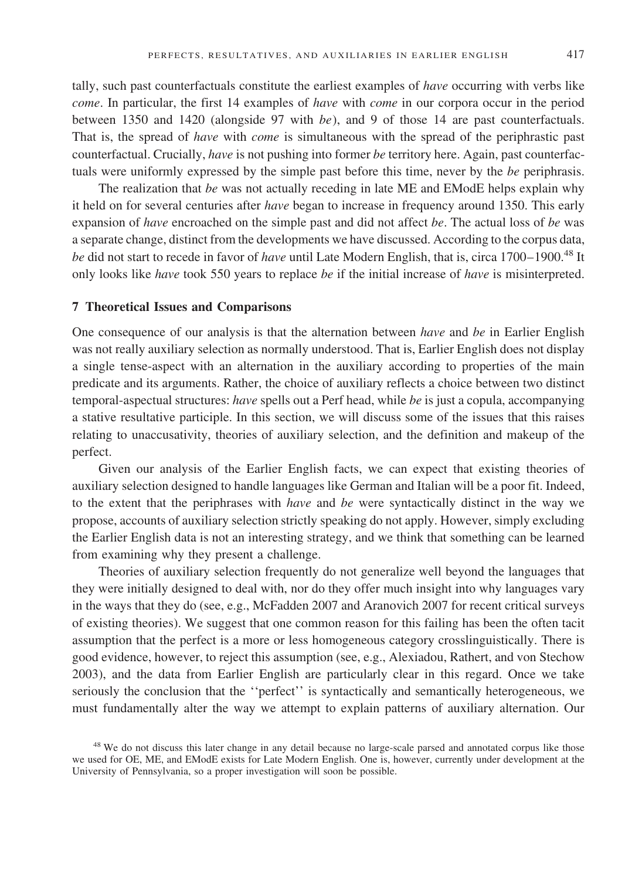tally, such past counterfactuals constitute the earliest examples of *have* occurring with verbs like *come*. In particular, the first 14 examples of *have* with *come* in our corpora occur in the period between 1350 and 1420 (alongside 97 with *be*), and 9 of those 14 are past counterfactuals. That is, the spread of *have* with *come* is simultaneous with the spread of the periphrastic past counterfactual. Crucially, *have* is not pushing into former *be* territory here. Again, past counterfactuals were uniformly expressed by the simple past before this time, never by the *be* periphrasis.

The realization that *be* was not actually receding in late ME and EModE helps explain why it held on for several centuries after *have* began to increase in frequency around 1350. This early expansion of *have* encroached on the simple past and did not affect *be*. The actual loss of *be* was a separate change, distinct from the developments we have discussed. According to the corpus data, *be* did not start to recede in favor of *have* until Late Modern English, that is, circa 1700–1900.[48] It only looks like *have* took 550 years to replace *be* if the initial increase of *have* is misinterpreted.

## 7 Theoretical Issues and Comparisons

One consequence of our analysis is that the alternation between *have* and *be* in Earlier English was not really auxiliary selection as normally understood. That is, Earlier English does not display a single tense-aspect with an alternation in the auxiliary according to properties of the main predicate and its arguments. Rather, the choice of auxiliary reflects a choice between two distinct temporal-aspectual structures: *have* spells out a Perf head, while *be* is just a copula, accompanying a stative resultative participle. In this section, we will discuss some of the issues that this raises relating to unaccusativity, theories of auxiliary selection, and the definition and makeup of the perfect.

Given our analysis of the Earlier English facts, we can expect that existing theories of auxiliary selection designed to handle languages like German and Italian will be a poor fit. Indeed, to the extent that the periphrases with *have* and *be* were syntactically distinct in the way we propose, accounts of auxiliary selection strictly speaking do not apply. However, simply excluding the Earlier English data is not an interesting strategy, and we think that something can be learned from examining why they present a challenge.

Theories of auxiliary selection frequently do not generalize well beyond the languages that they were initially designed to deal with, nor do they offer much insight into why languages vary in the ways that they do (see, e.g., McFadden 2007 and Aranovich 2007 for recent critical surveys of existing theories). We suggest that one common reason for this failing has been the often tacit assumption that the perfect is a more or less homogeneous category crosslinguistically. There is good evidence, however, to reject this assumption (see, e.g., Alexiadou, Rathert, and von Stechow 2003), and the data from Earlier English are particularly clear in this regard. Once we take seriously the conclusion that the ''perfect'' is syntactically and semantically heterogeneous, we must fundamentally alter the way we attempt to explain patterns of auxiliary alternation. Our

[48] We do not discuss this later change in any detail because no large-scale parsed and annotated corpus like those we used for OE, ME, and EModE exists for Late Modern English. One is, however, currently under development at the University of Pennsylvania, so a proper investigation will soon be possible.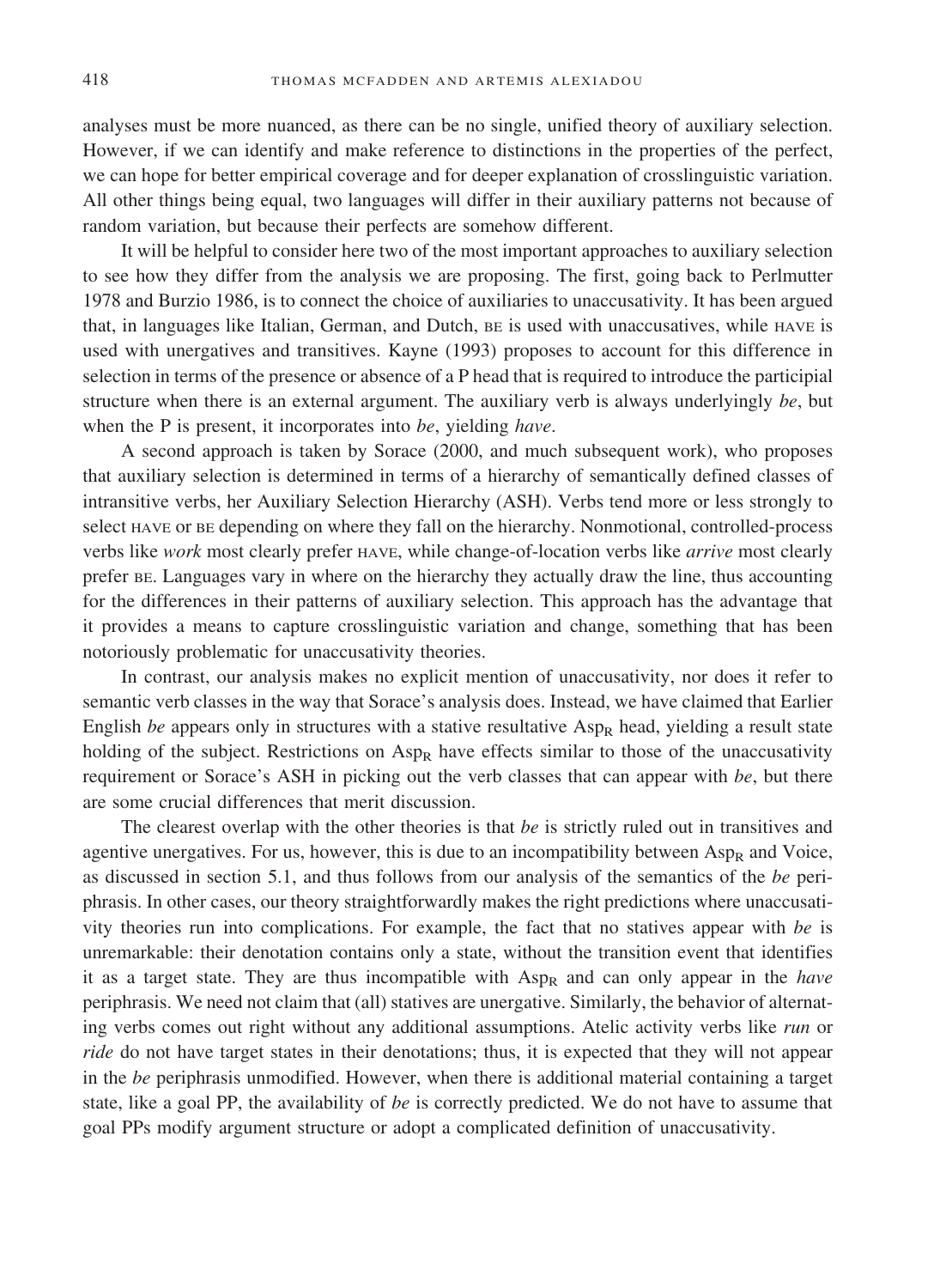analyses must be more nuanced, as there can be no single, unified theory of auxiliary selection. However, if we can identify and make reference to distinctions in the properties of the perfect, we can hope for better empirical coverage and for deeper explanation of crosslinguistic variation. All other things being equal, two languages will differ in their auxiliary patterns not because of random variation, but because their perfects are somehow different.

It will be helpful to consider here two of the most important approaches to auxiliary selection to see how they differ from the analysis we are proposing. The first, going back to Perlmutter 1978 and Burzio 1986, is to connect the choice of auxiliaries to unaccusativity. It has been argued that, in languages like Italian, German, and Dutch, BE is used with unaccusatives, while HAVE is used with unergatives and transitives. Kayne (1993) proposes to account for this difference in selection in terms of the presence or absence of a P head that is required to introduce the participial structure when there is an external argument. The auxiliary verb is always underlyingly *be*, but when the P is present, it incorporates into *be*, yielding *have*.

A second approach is taken by Sorace (2000, and much subsequent work), who proposes that auxiliary selection is determined in terms of a hierarchy of semantically defined classes of intransitive verbs, her Auxiliary Selection Hierarchy (ASH). Verbs tend more or less strongly to select HAVE or BE depending on where they fall on the hierarchy. Nonmotional, controlled-process verbs like *work* most clearly prefer HAVE, while change-of-location verbs like *arrive* most clearly prefer BE. Languages vary in where on the hierarchy they actually draw the line, thus accounting for the differences in their patterns of auxiliary selection. This approach has the advantage that it provides a means to capture crosslinguistic variation and change, something that has been notoriously problematic for unaccusativity theories.

In contrast, our analysis makes no explicit mention of unaccusativity, nor does it refer to semantic verb classes in the way that Sorace's analysis does. Instead, we have claimed that Earlier English *be* appears only in structures with a stative resultative $\text{Asp}_\text{R}$ head, yielding a result state holding of the subject. Restrictions on $\text{Asp}_\text{R}$ have effects similar to those of the unaccusativity requirement or Sorace's ASH in picking out the verb classes that can appear with *be*, but there are some crucial differences that merit discussion.

The clearest overlap with the other theories is that *be* is strictly ruled out in transitives and agentive unergatives. For us, however, this is due to an incompatibility between $\text{Asp}_\text{R}$ and Voice, as discussed in section 5.1, and thus follows from our analysis of the semantics of the *be* periphrasis. In other cases, our theory straightforwardly makes the right predictions where unaccusativity theories run into complications. For example, the fact that no statives appear with *be* is unremarkable: their denotation contains only a state, without the transition event that identifies it as a target state. They are thus incompatible with $\text{Asp}_\text{R}$ and can only appear in the *have* periphrasis. We need not claim that (all) statives are unergative. Similarly, the behavior of alternating verbs comes out right without any additional assumptions. Atelic activity verbs like *run* or *ride* do not have target states in their denotations; thus, it is expected that they will not appear in the *be* periphrasis unmodified. However, when there is additional material containing a target state, like a goal PP, the availability of *be* is correctly predicted. We do not have to assume that goal PPs modify argument structure or adopt a complicated definition of unaccusativity.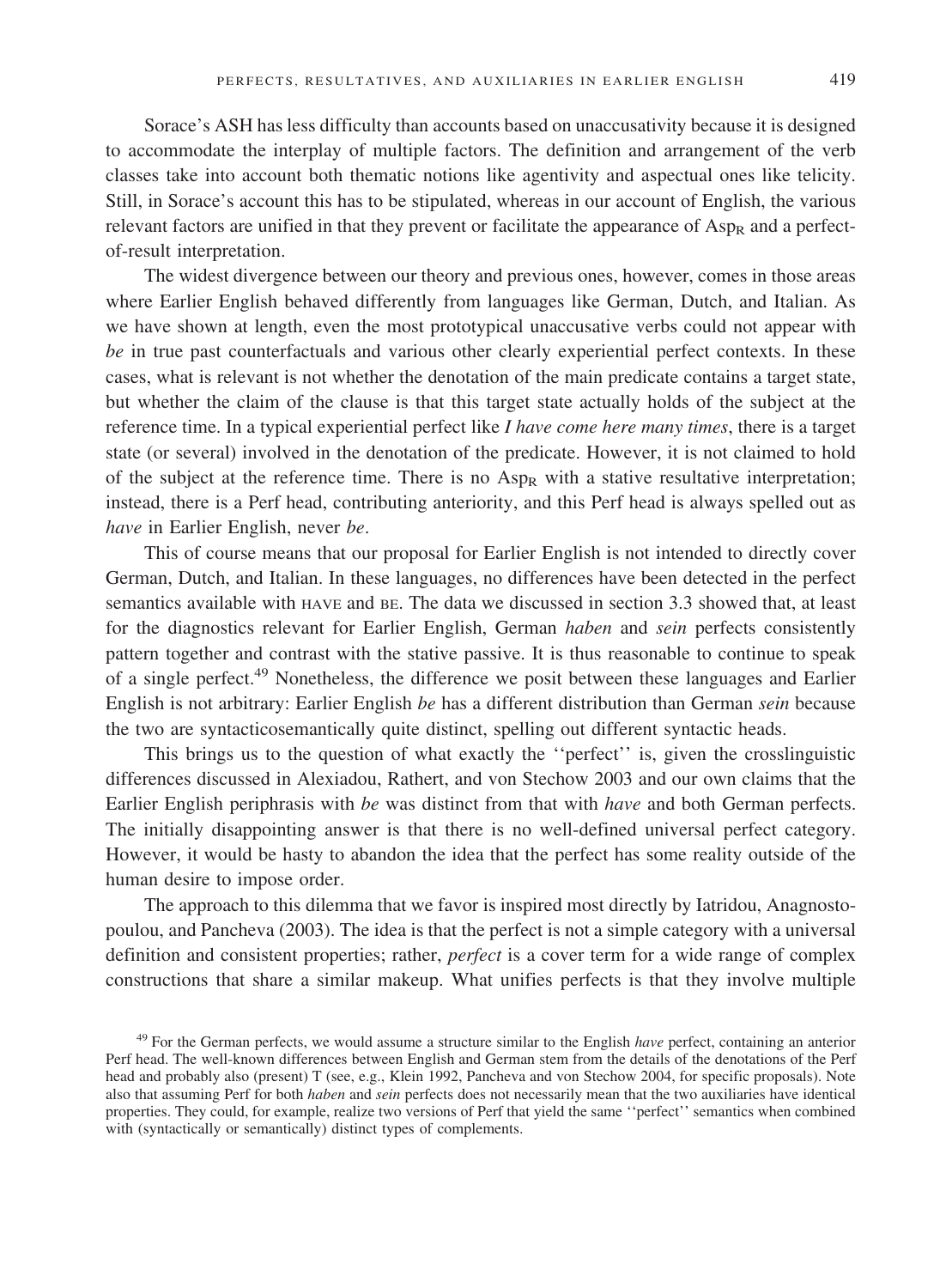Sorace's ASH has less difficulty than accounts based on unaccusativity because it is designed to accommodate the interplay of multiple factors. The definition and arrangement of the verb classes take into account both thematic notions like agentivity and aspectual ones like telicity. Still, in Sorace's account this has to be stipulated, whereas in our account of English, the various relevant factors are unified in that they prevent or facilitate the appearance of $Asp_R$ and a perfect-of-result interpretation.

The widest divergence between our theory and previous ones, however, comes in those areas where Earlier English behaved differently from languages like German, Dutch, and Italian. As we have shown at length, even the most prototypical unaccusative verbs could not appear with *be* in true past counterfactuals and various other clearly experiential perfect contexts. In these cases, what is relevant is not whether the denotation of the main predicate contains a target state, but whether the claim of the clause is that this target state actually holds of the subject at the reference time. In a typical experiential perfect like *I have come here many times*, there is a target state (or several) involved in the denotation of the predicate. However, it is not claimed to hold of the subject at the reference time. There is no $Asp_R$ with a stative resultative interpretation; instead, there is a Perf head, contributing anteriority, and this Perf head is always spelled out as *have* in Earlier English, never *be*.

This of course means that our proposal for Earlier English is not intended to directly cover German, Dutch, and Italian. In these languages, no differences have been detected in the perfect semantics available with HAVE and BE. The data we discussed in section 3.3 showed that, at least for the diagnostics relevant for Earlier English, German *haben* and *sein* perfects consistently pattern together and contrast with the stative passive. It is thus reasonable to continue to speak of a single perfect.[49] Nonetheless, the difference we posit between these languages and Earlier English is not arbitrary: Earlier English *be* has a different distribution than German *sein* because the two are syntacticosemantically quite distinct, spelling out different syntactic heads.

This brings us to the question of what exactly the ''perfect'' is, given the crosslinguistic differences discussed in Alexiadou, Rathert, and von Stechow 2003 and our own claims that the Earlier English periphrasis with *be* was distinct from that with *have* and both German perfects. The initially disappointing answer is that there is no well-defined universal perfect category. However, it would be hasty to abandon the idea that the perfect has some reality outside of the human desire to impose order.

The approach to this dilemma that we favor is inspired most directly by Iatridou, Anagnostopoulou, and Pancheva (2003). The idea is that the perfect is not a simple category with a universal definition and consistent properties; rather, *perfect* is a cover term for a wide range of complex constructions that share a similar makeup. What unifies perfects is that they involve multiple

[49] For the German perfects, we would assume a structure similar to the English *have* perfect, containing an anterior Perf head. The well-known differences between English and German stem from the details of the denotations of the Perf head and probably also (present) T (see, e.g., Klein 1992, Pancheva and von Stechow 2004, for specific proposals). Note also that assuming Perf for both *haben* and *sein* perfects does not necessarily mean that the two auxiliaries have identical properties. They could, for example, realize two versions of Perf that yield the same ''perfect'' semantics when combined with (syntactically or semantically) distinct types of complements.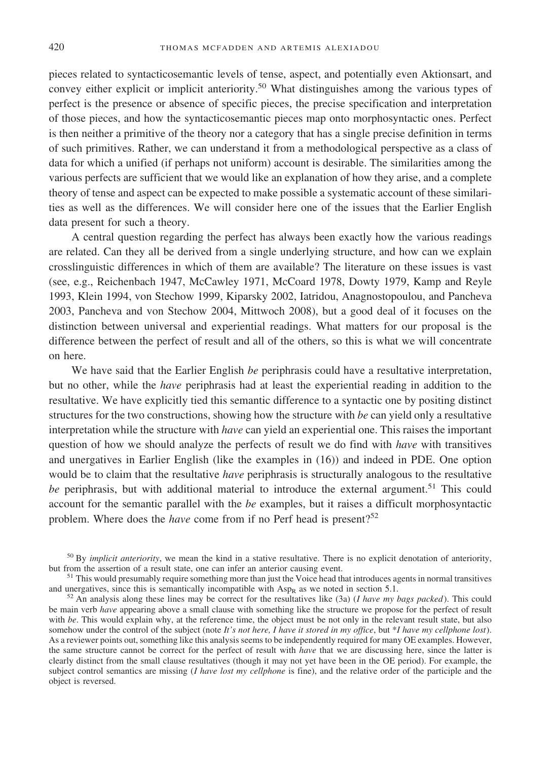pieces related to syntacticosemantic levels of tense, aspect, and potentially even Aktionsart, and convey either explicit or implicit anteriority.[50] What distinguishes among the various types of perfect is the presence or absence of specific pieces, the precise specification and interpretation of those pieces, and how the syntacticosemantic pieces map onto morphosyntactic ones. Perfect is then neither a primitive of the theory nor a category that has a single precise definition in terms of such primitives. Rather, we can understand it from a methodological perspective as a class of data for which a unified (if perhaps not uniform) account is desirable. The similarities among the various perfects are sufficient that we would like an explanation of how they arise, and a complete theory of tense and aspect can be expected to make possible a systematic account of these similarities as well as the differences. We will consider here one of the issues that the Earlier English data present for such a theory.

A central question regarding the perfect has always been exactly how the various readings are related. Can they all be derived from a single underlying structure, and how can we explain crosslinguistic differences in which of them are available? The literature on these issues is vast (see, e.g., Reichenbach 1947, McCawley 1971, McCoard 1978, Dowty 1979, Kamp and Reyle 1993, Klein 1994, von Stechow 1999, Kiparsky 2002, Iatridou, Anagnostopoulou, and Pancheva 2003, Pancheva and von Stechow 2004, Mittwoch 2008), but a good deal of it focuses on the distinction between universal and experiential readings. What matters for our proposal is the difference between the perfect of result and all of the others, so this is what we will concentrate on here.

We have said that the Earlier English *be* periphrasis could have a resultative interpretation, but no other, while the *have* periphrasis had at least the experiential reading in addition to the resultative. We have explicitly tied this semantic difference to a syntactic one by positing distinct structures for the two constructions, showing how the structure with *be* can yield only a resultative interpretation while the structure with *have* can yield an experiential one. This raises the important question of how we should analyze the perfects of result we do find with *have* with transitives and unergatives in Earlier English (like the examples in (16)) and indeed in PDE. One option would be to claim that the resultative *have* periphrasis is structurally analogous to the resultative *be* periphrasis, but with additional material to introduce the external argument.[51] This could account for the semantic parallel with the *be* examples, but it raises a difficult morphosyntactic problem. Where does the *have* come from if no Perf head is present?[52]

[50] By *implicit anteriority*, we mean the kind in a stative resultative. There is no explicit denotation of anteriority, but from the assertion of a result state, one can infer an anterior causing event.

[51] This would presumably require something more than just the Voice head that introduces agents in normal transitives and unergatives, since this is semantically incompatible with $\text{Asp}_\text{R}$ as we noted in section 5.1.

[52] An analysis along these lines may be correct for the resultatives like (3a) (*I have my bags packed*). This could be main verb *have* appearing above a small clause with something like the structure we propose for the perfect of result with *be*. This would explain why, at the reference time, the object must be not only in the relevant result state, but also somehow under the control of the subject (note *It's not here, I have it stored in my office*, but *\*I have my cellphone lost*). As a reviewer points out, something like this analysis seems to be independently required for many OE examples. However, the same structure cannot be correct for the perfect of result with *have* that we are discussing here, since the latter is clearly distinct from the small clause resultatives (though it may not yet have been in the OE period). For example, the subject control semantics are missing (*I have lost my cellphone* is fine), and the relative order of the participle and the object is reversed.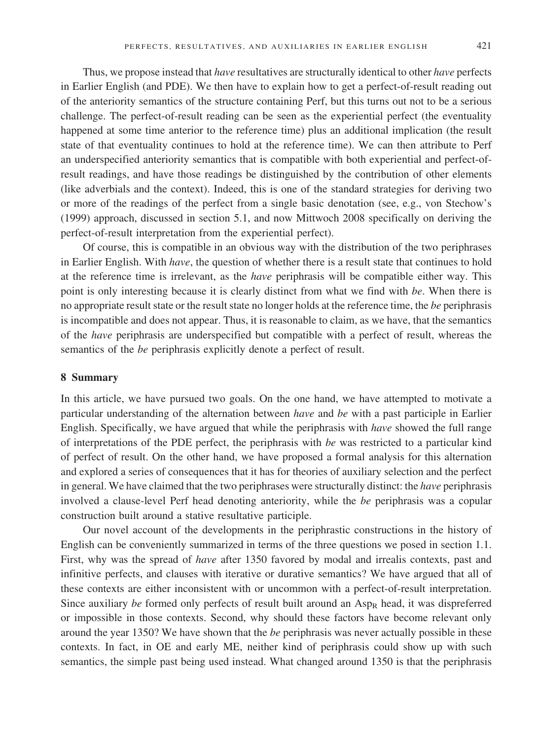Thus, we propose instead that *have* resultatives are structurally identical to other *have* perfects in Earlier English (and PDE). We then have to explain how to get a perfect-of-result reading out of the anteriority semantics of the structure containing Perf, but this turns out not to be a serious challenge. The perfect-of-result reading can be seen as the experiential perfect (the eventuality happened at some time anterior to the reference time) plus an additional implication (the result state of that eventuality continues to hold at the reference time). We can then attribute to Perf an underspecified anteriority semantics that is compatible with both experiential and perfect-of-result readings, and have those readings be distinguished by the contribution of other elements (like adverbials and the context). Indeed, this is one of the standard strategies for deriving two or more of the readings of the perfect from a single basic denotation (see, e.g., von Stechow's (1999) approach, discussed in section 5.1, and now Mittwoch 2008 specifically on deriving the perfect-of-result interpretation from the experiential perfect).

Of course, this is compatible in an obvious way with the distribution of the two periphrases in Earlier English. With *have*, the question of whether there is a result state that continues to hold at the reference time is irrelevant, as the *have* periphrasis will be compatible either way. This point is only interesting because it is clearly distinct from what we find with *be*. When there is no appropriate result state or the result state no longer holds at the reference time, the *be* periphrasis is incompatible and does not appear. Thus, it is reasonable to claim, as we have, that the semantics of the *have* periphrasis are underspecified but compatible with a perfect of result, whereas the semantics of the *be* periphrasis explicitly denote a perfect of result.

## 8 Summary

In this article, we have pursued two goals. On the one hand, we have attempted to motivate a particular understanding of the alternation between *have* and *be* with a past participle in Earlier English. Specifically, we have argued that while the periphrasis with *have* showed the full range of interpretations of the PDE perfect, the periphrasis with *be* was restricted to a particular kind of perfect of result. On the other hand, we have proposed a formal analysis for this alternation and explored a series of consequences that it has for theories of auxiliary selection and the perfect in general. We have claimed that the two periphrases were structurally distinct: the *have* periphrasis involved a clause-level Perf head denoting anteriority, while the *be* periphrasis was a copular construction built around a stative resultative participle.

Our novel account of the developments in the periphrastic constructions in the history of English can be conveniently summarized in terms of the three questions we posed in section 1.1. First, why was the spread of *have* after 1350 favored by modal and irrealis contexts, past and infinitive perfects, and clauses with iterative or durative semantics? We have argued that all of these contexts are either inconsistent with or uncommon with a perfect-of-result interpretation. Since auxiliary *be* formed only perfects of result built around an $\text{Asp}_\text{R}$ head, it was dispreferred or impossible in those contexts. Second, why should these factors have become relevant only around the year 1350? We have shown that the *be* periphrasis was never actually possible in these contexts. In fact, in OE and early ME, neither kind of periphrasis could show up with such semantics, the simple past being used instead. What changed around 1350 is that the periphrasis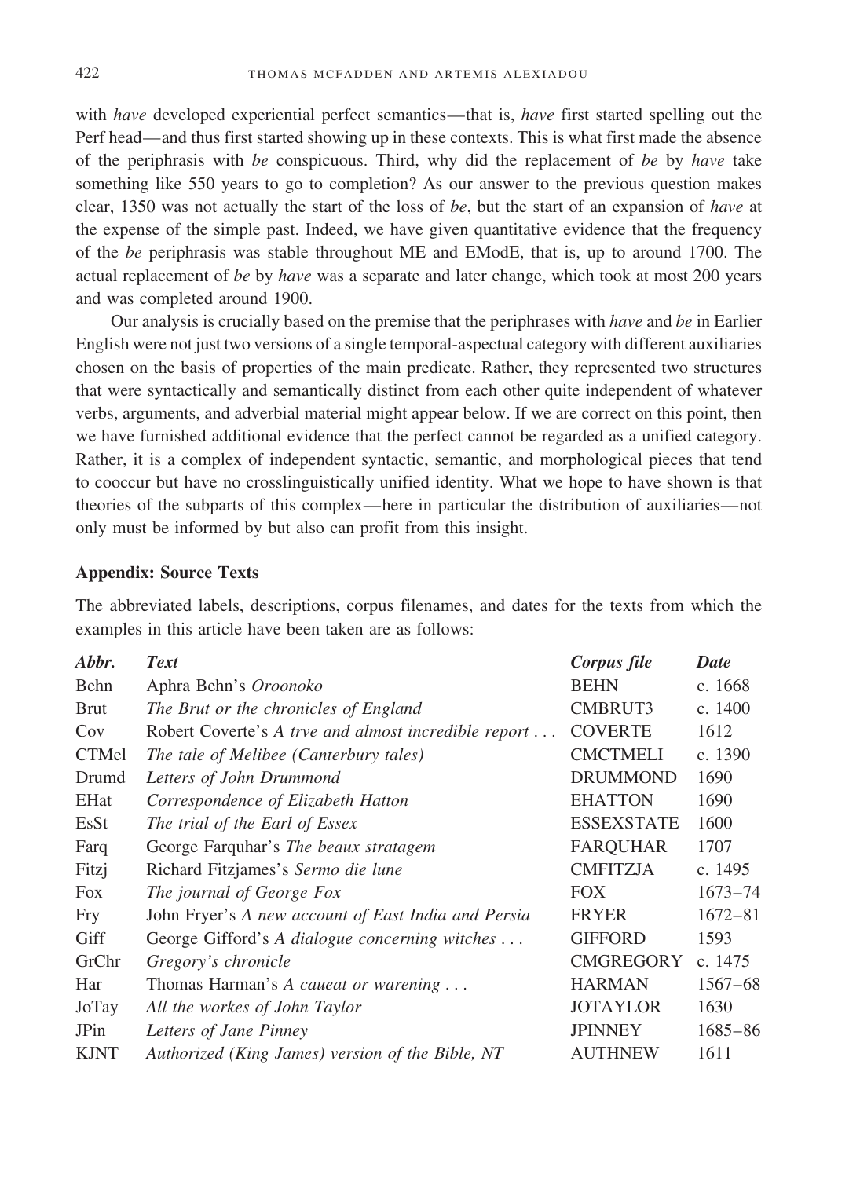with *have* developed experiential perfect semantics—that is, *have* first started spelling out the Perf head—and thus first started showing up in these contexts. This is what first made the absence of the periphrasis with *be* conspicuous. Third, why did the replacement of *be* by *have* take something like 550 years to go to completion? As our answer to the previous question makes clear, 1350 was not actually the start of the loss of *be*, but the start of an expansion of *have* at the expense of the simple past. Indeed, we have given quantitative evidence that the frequency of the *be* periphrasis was stable throughout ME and EModE, that is, up to around 1700. The actual replacement of *be* by *have* was a separate and later change, which took at most 200 years and was completed around 1900.

Our analysis is crucially based on the premise that the periphrases with *have* and *be* in Earlier English were not just two versions of a single temporal-aspectual category with different auxiliaries chosen on the basis of properties of the main predicate. Rather, they represented two structures that were syntactically and semantically distinct from each other quite independent of whatever verbs, arguments, and adverbial material might appear below. If we are correct on this point, then we have furnished additional evidence that the perfect cannot be regarded as a unified category. Rather, it is a complex of independent syntactic, semantic, and morphological pieces that tend to cooccur but have no crosslinguistically unified identity. What we hope to have shown is that theories of the subparts of this complex—here in particular the distribution of auxiliaries—not only must be informed by but also can profit from this insight.

## Appendix: Source Texts

The abbreviated labels, descriptions, corpus filenames, and dates for the texts from which the examples in this article have been taken are as follows:

| *Abbr.* | *Text* | *Corpus file* | *Date* |
|---|---|---|---|
| Behn | Aphra Behn's *Oroonoko* | BEHN | c. 1668 |
| Brut | *The Brut or the chronicles of England* | CMBRUT3 | c. 1400 |
| Cov | Robert Coverte's *A trve and almost incredible report . . .* | COVERTE | 1612 |
| CTMel | *The tale of Melibee (Canterbury tales)* | CMCTMELI | c. 1390 |
| Drumd | *Letters of John Drummond* | DRUMMOND | 1690 |
| EHat | *Correspondence of Elizabeth Hatton* | EHATTON | 1690 |
| EsSt | *The trial of the Earl of Essex* | ESSEXSTATE | 1600 |
| Farq | George Farquhar's *The beaux stratagem* | FARQUHAR | 1707 |
| Fitzj | Richard Fitzjames's *Sermo die lune* | CMFITZJA | c. 1495 |
| Fox | *The journal of George Fox* | FOX | 1673–74 |
| Fry | John Fryer's *A new account of East India and Persia* | FRYER | 1672–81 |
| Giff | George Gifford's *A dialogue concerning witches . . .* | GIFFORD | 1593 |
| GrChr | *Gregory's chronicle* | CMGREGORY | c. 1475 |
| Har | Thomas Harman's *A caueat or warening . . .* | HARMAN | 1567–68 |
| JoTay | *All the workes of John Taylor* | JOTAYLOR | 1630 |
| JPin | *Letters of Jane Pinney* | JPINNEY | 1685–86 |
| KJNT | *Authorized (King James) version of the Bible, NT* | AUTHNEW | 1611 |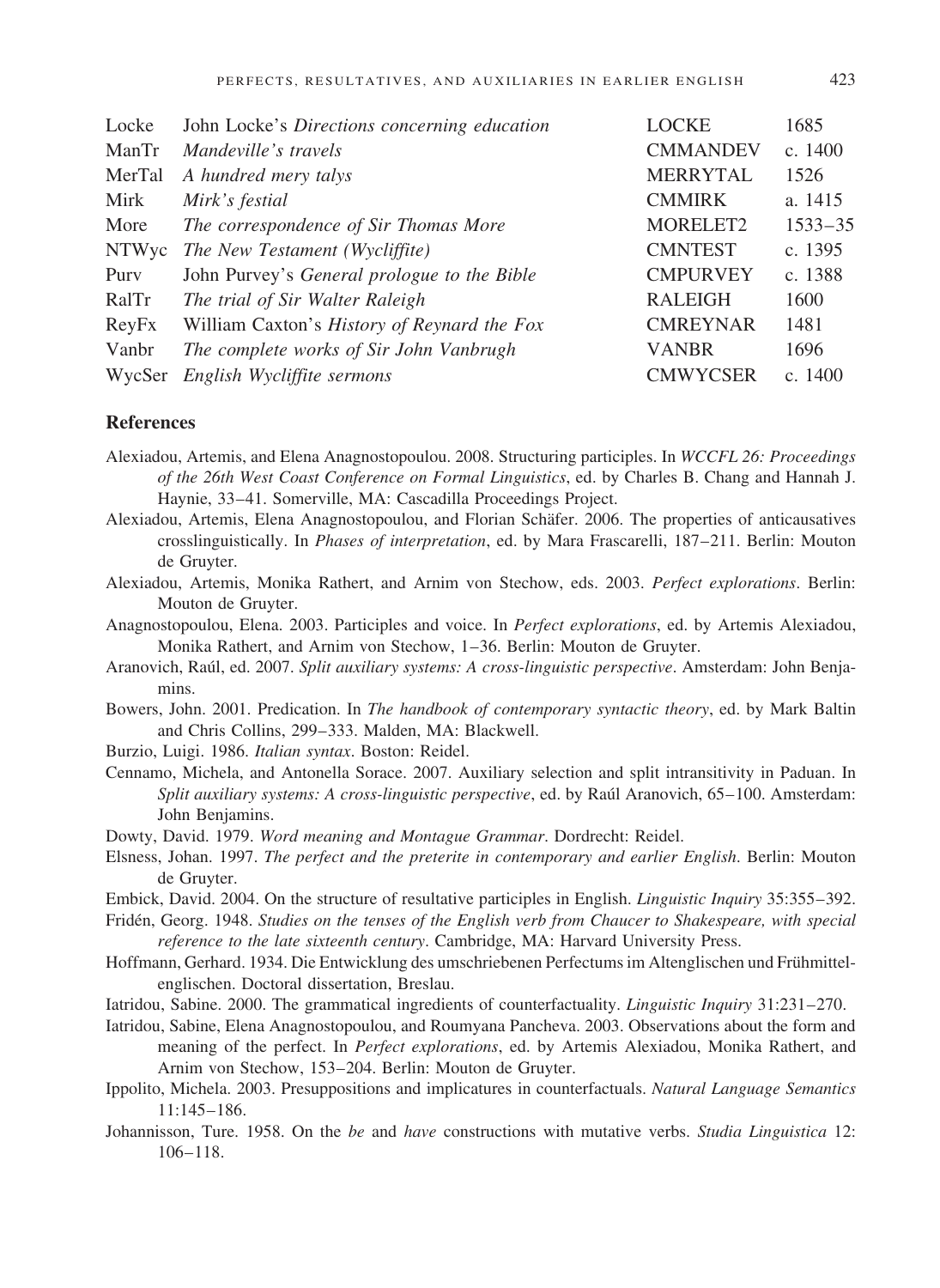| | | | |
|---|---|---|---|
| Locke | John Locke's *Directions concerning education* | LOCKE | 1685 |
| ManTr | *Mandeville's travels* | CMMANDEV | c. 1400 |
| MerTal | *A hundred mery talys* | MERRYTAL | 1526 |
| Mirk | *Mirk's festial* | CMMIRK | a. 1415 |
| More | *The correspondence of Sir Thomas More* | MORELET2 | 1533–35 |
| NTWyc | *The New Testament (Wycliffite)* | CMNTEST | c. 1395 |
| Purv | John Purvey's *General prologue to the Bible* | CMPURVEY | c. 1388 |
| RalTr | *The trial of Sir Walter Raleigh* | RALEIGH | 1600 |
| ReyFx | William Caxton's *History of Reynard the Fox* | CMREYNAR | 1481 |
| Vanbr | *The complete works of Sir John Vanbrugh* | VANBR | 1696 |
| WycSer | *English Wycliffite sermons* | CMWYCSER | c. 1400 |

## References

Alexiadou, Artemis, and Elena Anagnostopoulou. 2008. Structuring participles. In *WCCFL 26: Proceedings of the 26th West Coast Conference on Formal Linguistics*, ed. by Charles B. Chang and Hannah J. Haynie, 33–41. Somerville, MA: Cascadilla Proceedings Project.

Alexiadou, Artemis, Elena Anagnostopoulou, and Florian Schäfer. 2006. The properties of anticausatives crosslinguistically. In *Phases of interpretation*, ed. by Mara Frascarelli, 187–211. Berlin: Mouton de Gruyter.

Alexiadou, Artemis, Monika Rathert, and Arnim von Stechow, eds. 2003. *Perfect explorations*. Berlin: Mouton de Gruyter.

Anagnostopoulou, Elena. 2003. Participles and voice. In *Perfect explorations*, ed. by Artemis Alexiadou, Monika Rathert, and Arnim von Stechow, 1–36. Berlin: Mouton de Gruyter.

Aranovich, Raúl, ed. 2007. *Split auxiliary systems: A cross-linguistic perspective*. Amsterdam: John Benjamins.

Bowers, John. 2001. Predication. In *The handbook of contemporary syntactic theory*, ed. by Mark Baltin and Chris Collins, 299–333. Malden, MA: Blackwell.

Burzio, Luigi. 1986. *Italian syntax*. Boston: Reidel.

Cennamo, Michela, and Antonella Sorace. 2007. Auxiliary selection and split intransitivity in Paduan. In *Split auxiliary systems: A cross-linguistic perspective*, ed. by Raúl Aranovich, 65–100. Amsterdam: John Benjamins.

Dowty, David. 1979. *Word meaning and Montague Grammar*. Dordrecht: Reidel.

Elsness, Johan. 1997. *The perfect and the preterite in contemporary and earlier English*. Berlin: Mouton de Gruyter.

Embick, David. 2004. On the structure of resultative participles in English. *Linguistic Inquiry* 35:355–392.

Fridén, Georg. 1948. *Studies on the tenses of the English verb from Chaucer to Shakespeare, with special reference to the late sixteenth century*. Cambridge, MA: Harvard University Press.

Hoffmann, Gerhard. 1934. Die Entwicklung des umschriebenen Perfectums im Altenglischen und Frühmittelenglischen. Doctoral dissertation, Breslau.

Iatridou, Sabine. 2000. The grammatical ingredients of counterfactuality. *Linguistic Inquiry* 31:231–270.

Iatridou, Sabine, Elena Anagnostopoulou, and Roumyana Pancheva. 2003. Observations about the form and meaning of the perfect. In *Perfect explorations*, ed. by Artemis Alexiadou, Monika Rathert, and Arnim von Stechow, 153–204. Berlin: Mouton de Gruyter.

Ippolito, Michela. 2003. Presuppositions and implicatures in counterfactuals. *Natural Language Semantics* 11:145–186.

Johannisson, Ture. 1958. On the *be* and *have* constructions with mutative verbs. *Studia Linguistica* 12: 106–118.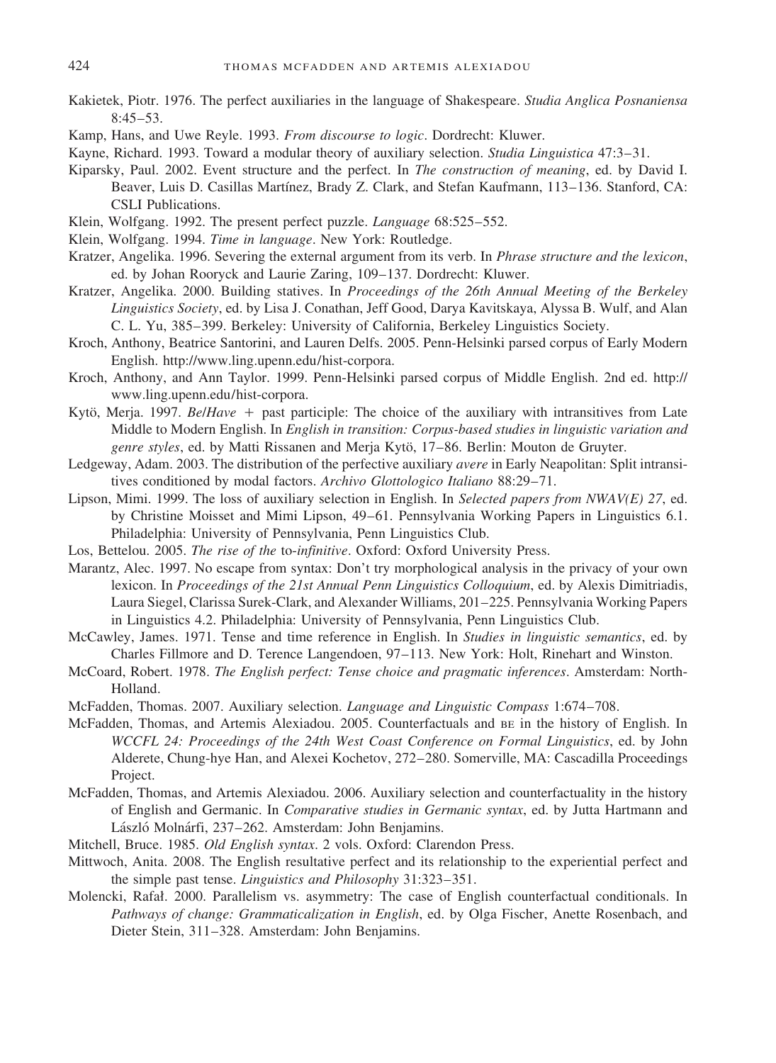Kakietek, Piotr. 1976. The perfect auxiliaries in the language of Shakespeare. *Studia Anglica Posnaniensa* 8:45–53.

Kamp, Hans, and Uwe Reyle. 1993. *From discourse to logic*. Dordrecht: Kluwer.

Kayne, Richard. 1993. Toward a modular theory of auxiliary selection. *Studia Linguistica* 47:3–31.

Kiparsky, Paul. 2002. Event structure and the perfect. In *The construction of meaning*, ed. by David I. Beaver, Luis D. Casillas Martínez, Brady Z. Clark, and Stefan Kaufmann, 113–136. Stanford, CA: CSLI Publications.

Klein, Wolfgang. 1992. The present perfect puzzle. *Language* 68:525–552.

Klein, Wolfgang. 1994. *Time in language*. New York: Routledge.

Kratzer, Angelika. 1996. Severing the external argument from its verb. In *Phrase structure and the lexicon*, ed. by Johan Rooryck and Laurie Zaring, 109–137. Dordrecht: Kluwer.

Kratzer, Angelika. 2000. Building statives. In *Proceedings of the 26th Annual Meeting of the Berkeley Linguistics Society*, ed. by Lisa J. Conathan, Jeff Good, Darya Kavitskaya, Alyssa B. Wulf, and Alan C. L. Yu, 385–399. Berkeley: University of California, Berkeley Linguistics Society.

Kroch, Anthony, Beatrice Santorini, and Lauren Delfs. 2005. Penn-Helsinki parsed corpus of Early Modern English. http://www.ling.upenn.edu/hist-corpora.

Kroch, Anthony, and Ann Taylor. 1999. Penn-Helsinki parsed corpus of Middle English. 2nd ed. http://www.ling.upenn.edu/hist-corpora.

Kytö, Merja. 1997. *Be*/*Have* + past participle: The choice of the auxiliary with intransitives from Late Middle to Modern English. In *English in transition: Corpus-based studies in linguistic variation and genre styles*, ed. by Matti Rissanen and Merja Kytö, 17–86. Berlin: Mouton de Gruyter.

Ledgeway, Adam. 2003. The distribution of the perfective auxiliary *avere* in Early Neapolitan: Split intransitives conditioned by modal factors. *Archivo Glottologico Italiano* 88:29–71.

Lipson, Mimi. 1999. The loss of auxiliary selection in English. In *Selected papers from NWAV(E) 27*, ed. by Christine Moisset and Mimi Lipson, 49–61. Pennsylvania Working Papers in Linguistics 6.1. Philadelphia: University of Pennsylvania, Penn Linguistics Club.

Los, Bettelou. 2005. *The rise of the* to*-infinitive*. Oxford: Oxford University Press.

Marantz, Alec. 1997. No escape from syntax: Don't try morphological analysis in the privacy of your own lexicon. In *Proceedings of the 21st Annual Penn Linguistics Colloquium*, ed. by Alexis Dimitriadis, Laura Siegel, Clarissa Surek-Clark, and Alexander Williams, 201–225. Pennsylvania Working Papers in Linguistics 4.2. Philadelphia: University of Pennsylvania, Penn Linguistics Club.

McCawley, James. 1971. Tense and time reference in English. In *Studies in linguistic semantics*, ed. by Charles Fillmore and D. Terence Langendoen, 97–113. New York: Holt, Rinehart and Winston.

McCoard, Robert. 1978. *The English perfect: Tense choice and pragmatic inferences*. Amsterdam: North-Holland.

McFadden, Thomas. 2007. Auxiliary selection. *Language and Linguistic Compass* 1:674–708.

McFadden, Thomas, and Artemis Alexiadou. 2005. Counterfactuals and BE in the history of English. In *WCCFL 24: Proceedings of the 24th West Coast Conference on Formal Linguistics*, ed. by John Alderete, Chung-hye Han, and Alexei Kochetov, 272–280. Somerville, MA: Cascadilla Proceedings Project.

McFadden, Thomas, and Artemis Alexiadou. 2006. Auxiliary selection and counterfactuality in the history of English and Germanic. In *Comparative studies in Germanic syntax*, ed. by Jutta Hartmann and László Molnárfi, 237–262. Amsterdam: John Benjamins.

Mitchell, Bruce. 1985. *Old English syntax*. 2 vols. Oxford: Clarendon Press.

Mittwoch, Anita. 2008. The English resultative perfect and its relationship to the experiential perfect and the simple past tense. *Linguistics and Philosophy* 31:323–351.

Molencki, Rafał. 2000. Parallelism vs. asymmetry: The case of English counterfactual conditionals. In *Pathways of change: Grammaticalization in English*, ed. by Olga Fischer, Anette Rosenbach, and Dieter Stein, 311–328. Amsterdam: John Benjamins.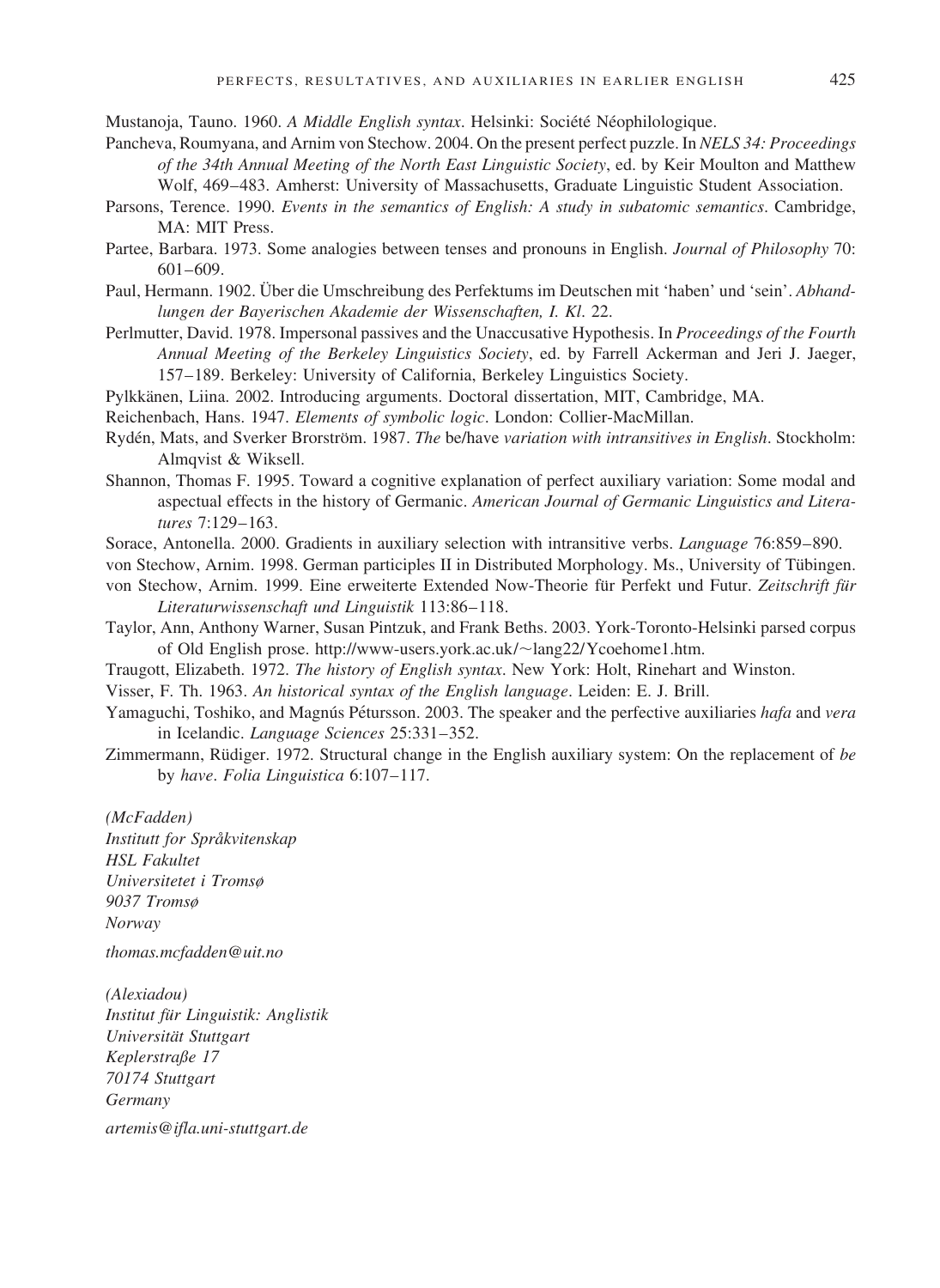Mustanoja, Tauno. 1960. *A Middle English syntax*. Helsinki: Société Néophilologique.

Pancheva, Roumyana, and Arnim von Stechow. 2004. On the present perfect puzzle. In *NELS 34: Proceedings of the 34th Annual Meeting of the North East Linguistic Society*, ed. by Keir Moulton and Matthew Wolf, 469–483. Amherst: University of Massachusetts, Graduate Linguistic Student Association.

Parsons, Terence. 1990. *Events in the semantics of English: A study in subatomic semantics*. Cambridge, MA: MIT Press.

Partee, Barbara. 1973. Some analogies between tenses and pronouns in English. *Journal of Philosophy* 70: 601–609.

Paul, Hermann. 1902. Über die Umschreibung des Perfektums im Deutschen mit 'haben' und 'sein'. *Abhandlungen der Bayerischen Akademie der Wissenschaften, I. Kl*. 22.

Perlmutter, David. 1978. Impersonal passives and the Unaccusative Hypothesis. In *Proceedings of the Fourth Annual Meeting of the Berkeley Linguistics Society*, ed. by Farrell Ackerman and Jeri J. Jaeger, 157–189. Berkeley: University of California, Berkeley Linguistics Society.

Pylkkänen, Liina. 2002. Introducing arguments. Doctoral dissertation, MIT, Cambridge, MA.

Reichenbach, Hans. 1947. *Elements of symbolic logic*. London: Collier-MacMillan.

Rydén, Mats, and Sverker Brorström. 1987. *The* be/have *variation with intransitives in English*. Stockholm: Almqvist & Wiksell.

Shannon, Thomas F. 1995. Toward a cognitive explanation of perfect auxiliary variation: Some modal and aspectual effects in the history of Germanic. *American Journal of Germanic Linguistics and Literatures* 7:129–163.

Sorace, Antonella. 2000. Gradients in auxiliary selection with intransitive verbs. *Language* 76:859–890.

von Stechow, Arnim. 1998. German participles II in Distributed Morphology. Ms., University of Tübingen.

von Stechow, Arnim. 1999. Eine erweiterte Extended Now-Theorie für Perfekt und Futur. *Zeitschrift für Literaturwissenschaft und Linguistik* 113:86–118.

Taylor, Ann, Anthony Warner, Susan Pintzuk, and Frank Beths. 2003. York-Toronto-Helsinki parsed corpus of Old English prose. http://www-users.york.ac.uk/~lang22/Ycoehome1.htm.

Traugott, Elizabeth. 1972. *The history of English syntax*. New York: Holt, Rinehart and Winston.

Visser, F. Th. 1963. *An historical syntax of the English language*. Leiden: E. J. Brill.

Yamaguchi, Toshiko, and Magnús Pétursson. 2003. The speaker and the perfective auxiliaries *hafa* and *vera* in Icelandic. *Language Sciences* 25:331–352.

Zimmermann, Rüdiger. 1972. Structural change in the English auxiliary system: On the replacement of *be* by *have*. *Folia Linguistica* 6:107–117.

*(McFadden)*
*Institutt for Språkvitenskap*
*HSL Fakultet*
*Universitetet i Tromsø*
*9037 Tromsø*
*Norway*

*thomas.mcfadden@uit.no*

*(Alexiadou)*
*Institut für Linguistik: Anglistik*
*Universität Stuttgart*
*Keplerstraße 17*
*70174 Stuttgart*
*Germany*

*artemis@ifla.uni-stuttgart.de*